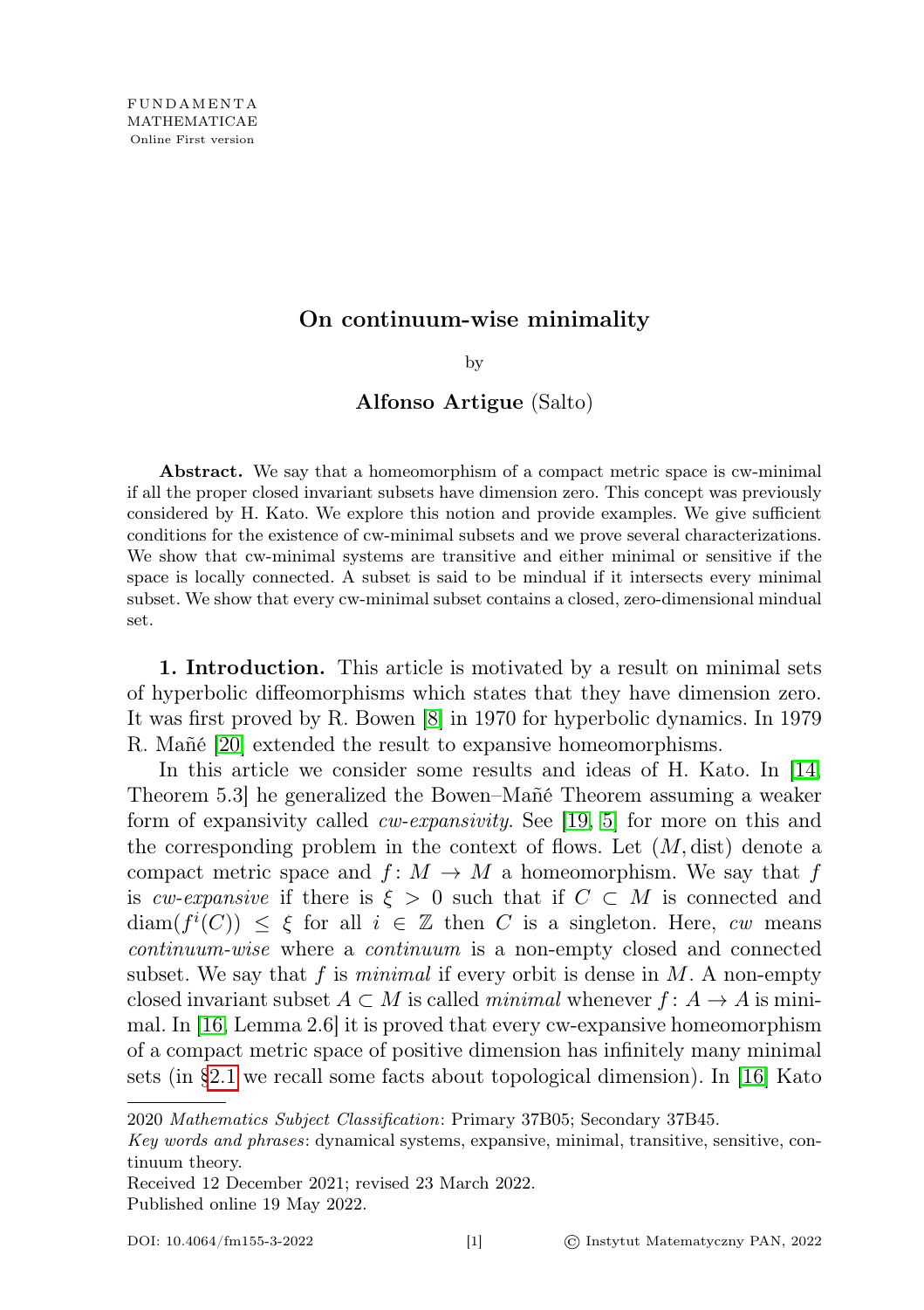FUNDAMENTA MATHEMATICAE
Online First version

# On continuum-wise minimality

by

**Alfonso Artigue** (Salto)

**Abstract.** We say that a homeomorphism of a compact metric space is cw-minimal if all the proper closed invariant subsets have dimension zero. This concept was previously considered by H. Kato. We explore this notion and provide examples. We give sufficient conditions for the existence of cw-minimal subsets and we prove several characterizations. We show that cw-minimal systems are transitive and either minimal or sensitive if the space is locally connected. A subset is said to be mindual if it intersects every minimal subset. We show that every cw-minimal subset contains a closed, zero-dimensional mindual set.

**1. Introduction.** This article is motivated by a result on minimal sets of hyperbolic diffeomorphisms which states that they have dimension zero. It was first proved by R. Bowen [8] in 1970 for hyperbolic dynamics. In 1979 R. Mañé [20] extended the result to expansive homeomorphisms.

In this article we consider some results and ideas of H. Kato. In [14, Theorem 5.3] he generalized the Bowen–Mañé Theorem assuming a weaker form of expansivity called *cw-expansivity*. See [19, 5] for more on this and the corresponding problem in the context of flows. Let $(M, \mathrm{dist})$ denote a compact metric space and $f\colon M \to M$ a homeomorphism. We say that $f$ is *cw-expansive* if there is $\xi > 0$ such that if $C \subset M$ is connected and $\mathrm{diam}(f^i(C)) \leq \xi$ for all $i \in \mathbb{Z}$ then $C$ is a singleton. Here, *cw* means *continuum-wise* where a *continuum* is a non-empty closed and connected subset. We say that $f$ is *minimal* if every orbit is dense in $M$. A non-empty closed invariant subset $A \subset M$ is called *minimal* whenever $f\colon A \to A$ is minimal. In [16, Lemma 2.6] it is proved that every cw-expansive homeomorphism of a compact metric space of positive dimension has infinitely many minimal sets (in §2.1 we recall some facts about topological dimension). In [16] Kato

2020 *Mathematics Subject Classification*: Primary 37B05; Secondary 37B45.
*Key words and phrases*: dynamical systems, expansive, minimal, transitive, sensitive, continuum theory.
Received 12 December 2021; revised 23 March 2022.
Published online 19 May 2022.

DOI: 10.4064/fm155-3-2022 © Instytut Matematyczny PAN, 2022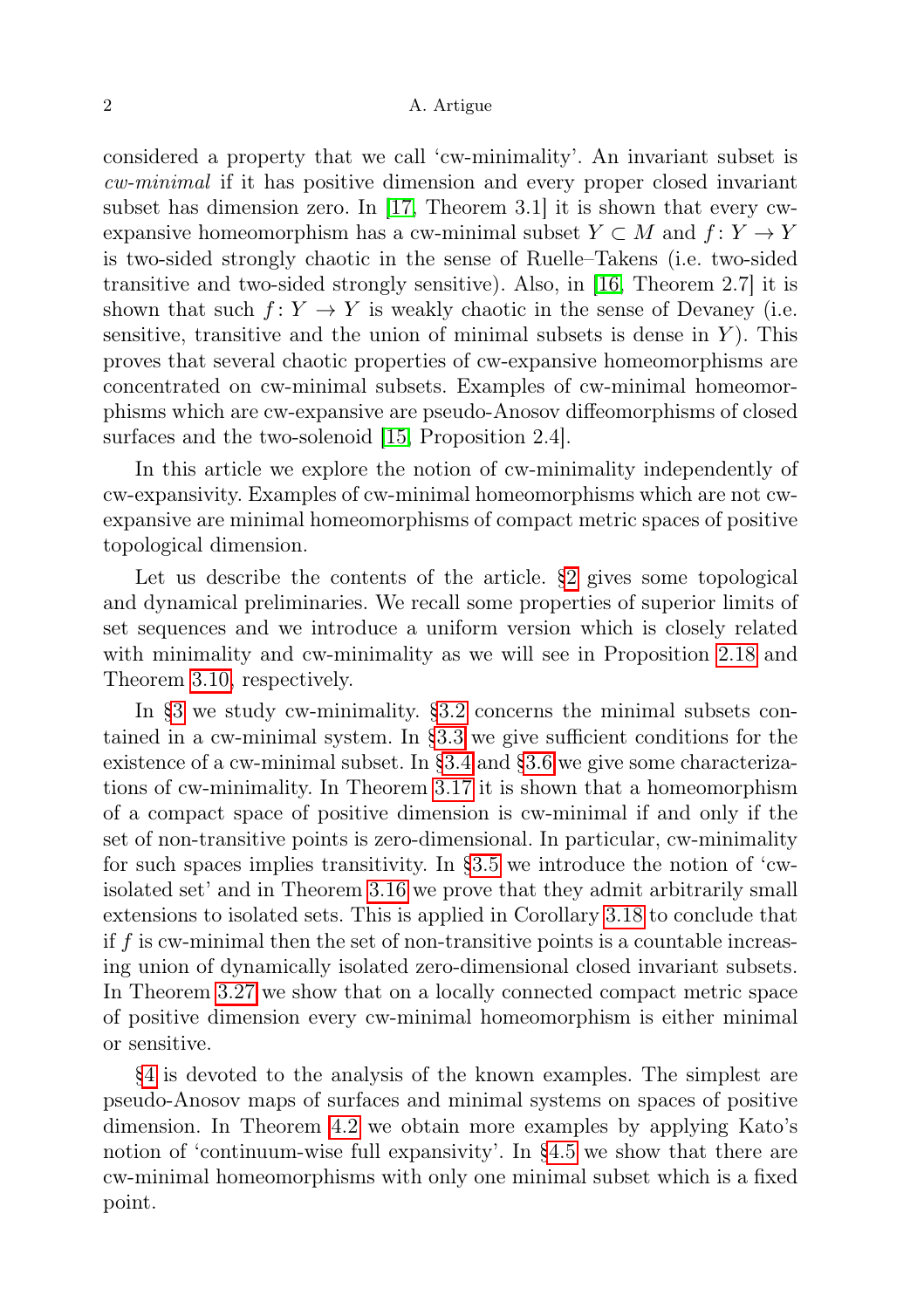considered a property that we call 'cw-minimality'. An invariant subset is *cw-minimal* if it has positive dimension and every proper closed invariant subset has dimension zero. In [17, Theorem 3.1] it is shown that every cw-expansive homeomorphism has a cw-minimal subset $Y \subset M$ and $f\colon Y \to Y$ is two-sided strongly chaotic in the sense of Ruelle–Takens (i.e. two-sided transitive and two-sided strongly sensitive). Also, in [16, Theorem 2.7] it is shown that such $f\colon Y \to Y$ is weakly chaotic in the sense of Devaney (i.e. sensitive, transitive and the union of minimal subsets is dense in $Y$). This proves that several chaotic properties of cw-expansive homeomorphisms are concentrated on cw-minimal subsets. Examples of cw-minimal homeomorphisms which are cw-expansive are pseudo-Anosov diffeomorphisms of closed surfaces and the two-solenoid [15, Proposition 2.4].

In this article we explore the notion of cw-minimality independently of cw-expansivity. Examples of cw-minimal homeomorphisms which are not cw-expansive are minimal homeomorphisms of compact metric spaces of positive topological dimension.

Let us describe the contents of the article. §2 gives some topological and dynamical preliminaries. We recall some properties of superior limits of set sequences and we introduce a uniform version which is closely related with minimality and cw-minimality as we will see in Proposition 2.18 and Theorem 3.10, respectively.

In §3 we study cw-minimality. §3.2 concerns the minimal subsets contained in a cw-minimal system. In §3.3 we give sufficient conditions for the existence of a cw-minimal subset. In §3.4 and §3.6 we give some characterizations of cw-minimality. In Theorem 3.17 it is shown that a homeomorphism of a compact space of positive dimension is cw-minimal if and only if the set of non-transitive points is zero-dimensional. In particular, cw-minimality for such spaces implies transitivity. In §3.5 we introduce the notion of 'cw-isolated set' and in Theorem 3.16 we prove that they admit arbitrarily small extensions to isolated sets. This is applied in Corollary 3.18 to conclude that if $f$ is cw-minimal then the set of non-transitive points is a countable increasing union of dynamically isolated zero-dimensional closed invariant subsets. In Theorem 3.27 we show that on a locally connected compact metric space of positive dimension every cw-minimal homeomorphism is either minimal or sensitive.

§4 is devoted to the analysis of the known examples. The simplest are pseudo-Anosov maps of surfaces and minimal systems on spaces of positive dimension. In Theorem 4.2 we obtain more examples by applying Kato's notion of 'continuum-wise full expansivity'. In §4.5 we show that there are cw-minimal homeomorphisms with only one minimal subset which is a fixed point.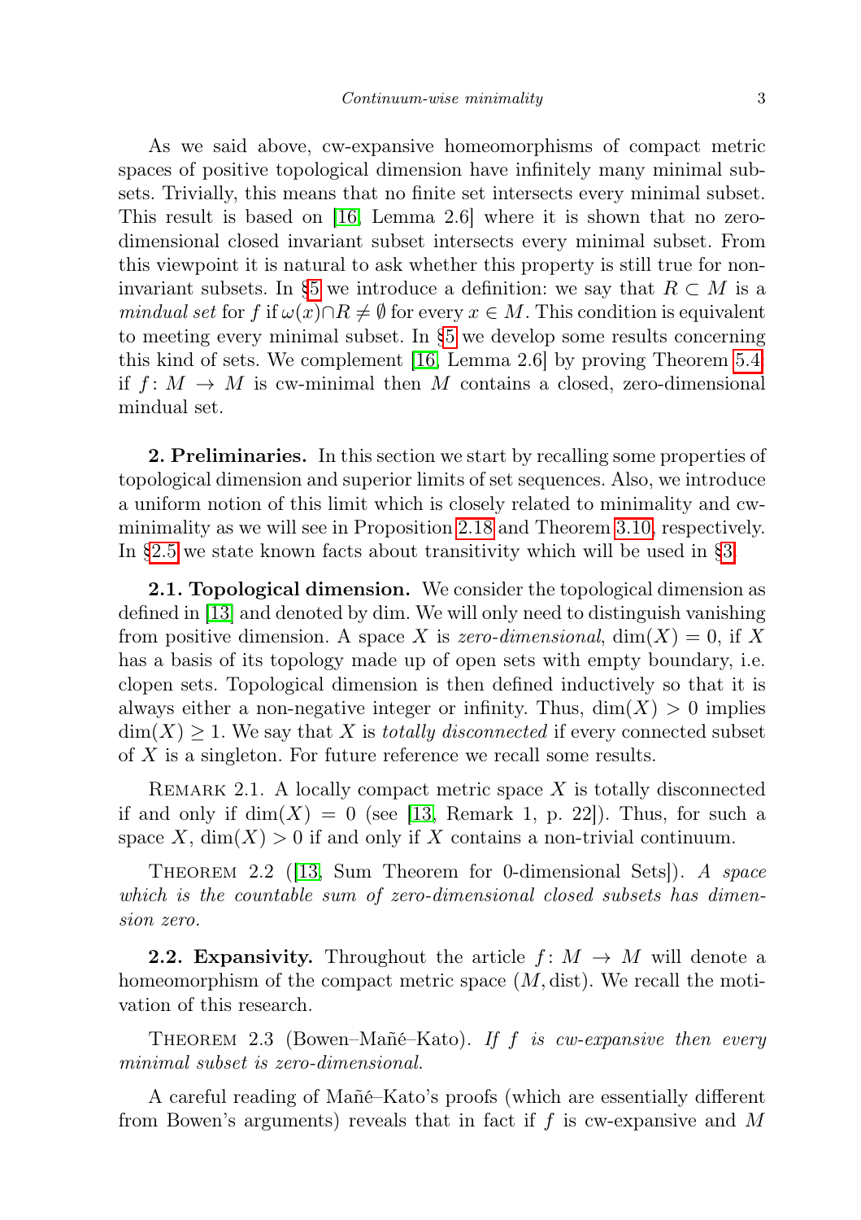As we said above, cw-expansive homeomorphisms of compact metric spaces of positive topological dimension have infinitely many minimal subsets. Trivially, this means that no finite set intersects every minimal subset. This result is based on [16, Lemma 2.6] where it is shown that no zero-dimensional closed invariant subset intersects every minimal subset. From this viewpoint it is natural to ask whether this property is still true for non-invariant subsets. In §5 we introduce a definition: we say that $R \subset M$ is a *mindual set* for $f$ if $\omega(x) \cap R \neq \emptyset$ for every $x \in M$. This condition is equivalent to meeting every minimal subset. In §5 we develop some results concerning this kind of sets. We complement [16, Lemma 2.6] by proving Theorem 5.4: if $f \colon M \to M$ is cw-minimal then $M$ contains a closed, zero-dimensional mindual set.

**2. Preliminaries.** In this section we start by recalling some properties of topological dimension and superior limits of set sequences. Also, we introduce a uniform notion of this limit which is closely related to minimality and cw-minimality as we will see in Proposition 2.18 and Theorem 3.10, respectively. In §2.5 we state known facts about transitivity which will be used in §3.

**2.1. Topological dimension.** We consider the topological dimension as defined in [13] and denoted by dim. We will only need to distinguish vanishing from positive dimension. A space $X$ is *zero-dimensional*, $\dim(X) = 0$, if $X$ has a basis of its topology made up of open sets with empty boundary, i.e. clopen sets. Topological dimension is then defined inductively so that it is always either a non-negative integer or infinity. Thus, $\dim(X) > 0$ implies $\dim(X) \geq 1$. We say that $X$ is *totally disconnected* if every connected subset of $X$ is a singleton. For future reference we recall some results.

Remark 2.1. A locally compact metric space $X$ is totally disconnected if and only if $\dim(X) = 0$ (see [13, Remark 1, p. 22]). Thus, for such a space $X$, $\dim(X) > 0$ if and only if $X$ contains a non-trivial continuum.

Theorem 2.2 ([13, Sum Theorem for 0-dimensional Sets]). *A space which is the countable sum of zero-dimensional closed subsets has dimension zero.*

**2.2. Expansivity.** Throughout the article $f \colon M \to M$ will denote a homeomorphism of the compact metric space $(M, \mathrm{dist})$. We recall the motivation of this research.

Theorem 2.3 (Bowen–Mañé–Kato). *If $f$ is cw-expansive then every minimal subset is zero-dimensional.*

A careful reading of Mañé–Kato's proofs (which are essentially different from Bowen's arguments) reveals that in fact if $f$ is cw-expansive and $M$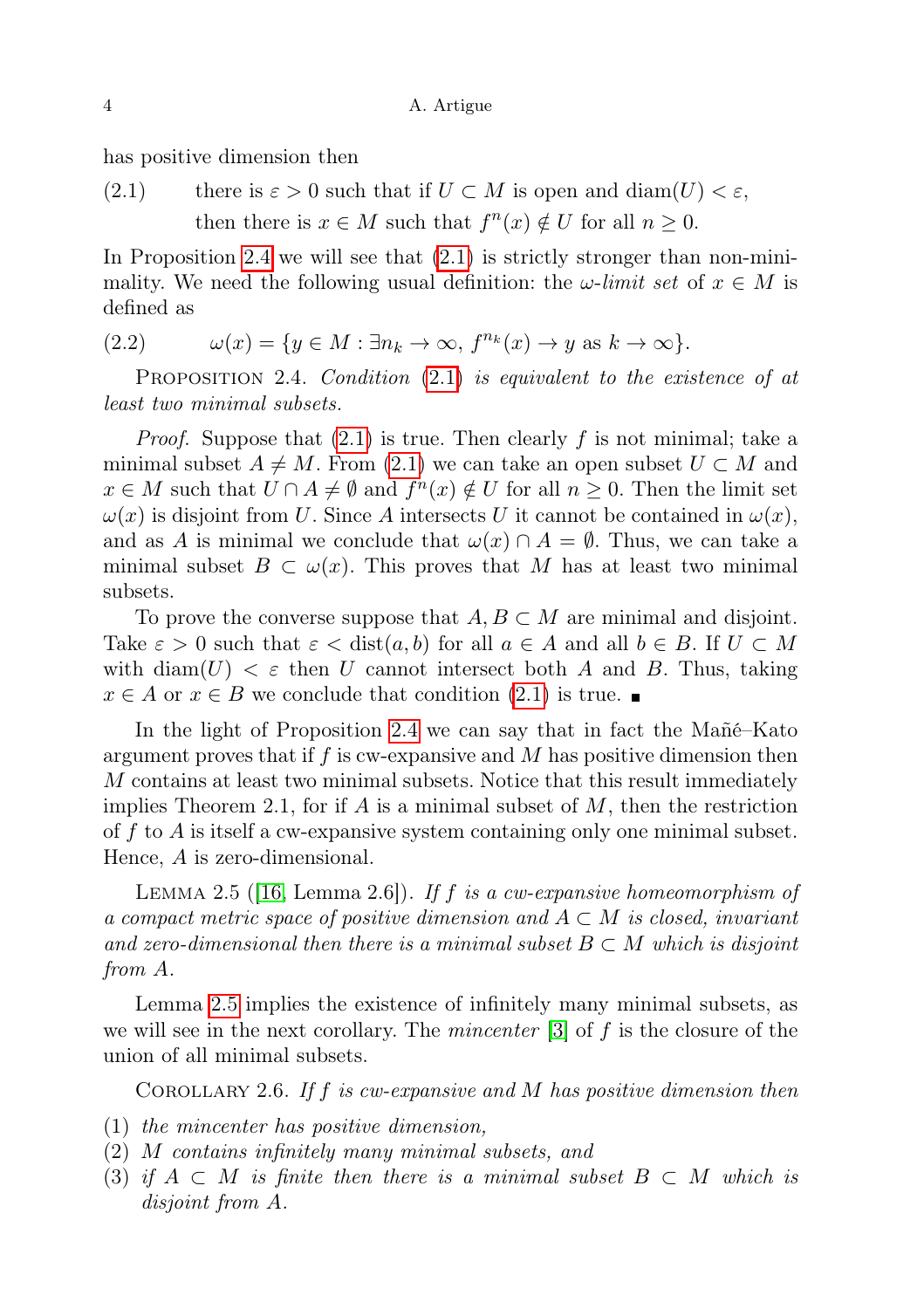has positive dimension then

(2.1) there is $\varepsilon > 0$ such that if $U \subset M$ is open and $\operatorname{diam}(U) < \varepsilon$, then there is $x \in M$ such that $f^n(x) \notin U$ for all $n \geq 0$.

In Proposition 2.4 we will see that (2.1) is strictly stronger than non-minimality. We need the following usual definition: the *ω-limit set* of $x \in M$ is defined as

$$\omega(x) = \{y \in M : \exists n_k \to \infty,\ f^{n_k}(x) \to y \text{ as } k \to \infty\}. \tag{2.2}$$

Proposition 2.4. *Condition (2.1) is equivalent to the existence of at least two minimal subsets.*

*Proof.* Suppose that (2.1) is true. Then clearly $f$ is not minimal; take a minimal subset $A \neq M$. From (2.1) we can take an open subset $U \subset M$ and $x \in M$ such that $U \cap A \neq \emptyset$ and $f^n(x) \notin U$ for all $n \geq 0$. Then the limit set $\omega(x)$ is disjoint from $U$. Since $A$ intersects $U$ it cannot be contained in $\omega(x)$, and as $A$ is minimal we conclude that $\omega(x) \cap A = \emptyset$. Thus, we can take a minimal subset $B \subset \omega(x)$. This proves that $M$ has at least two minimal subsets.

To prove the converse suppose that $A, B \subset M$ are minimal and disjoint. Take $\varepsilon > 0$ such that $\varepsilon < \operatorname{dist}(a, b)$ for all $a \in A$ and all $b \in B$. If $U \subset M$ with $\operatorname{diam}(U) < \varepsilon$ then $U$ cannot intersect both $A$ and $B$. Thus, taking $x \in A$ or $x \in B$ we conclude that condition (2.1) is true. ■

In the light of Proposition 2.4 we can say that in fact the Mañé–Kato argument proves that if $f$ is cw-expansive and $M$ has positive dimension then $M$ contains at least two minimal subsets. Notice that this result immediately implies Theorem 2.1, for if $A$ is a minimal subset of $M$, then the restriction of $f$ to $A$ is itself a cw-expansive system containing only one minimal subset. Hence, $A$ is zero-dimensional.

Lemma 2.5 ([16, Lemma 2.6]). *If $f$ is a cw-expansive homeomorphism of a compact metric space of positive dimension and $A \subset M$ is closed, invariant and zero-dimensional then there is a minimal subset $B \subset M$ which is disjoint from $A$.*

Lemma 2.5 implies the existence of infinitely many minimal subsets, as we will see in the next corollary. The *mincenter* [3] of $f$ is the closure of the union of all minimal subsets.

Corollary 2.6. *If $f$ is cw-expansive and $M$ has positive dimension then*

1. *the mincenter has positive dimension,*
2. *$M$ contains infinitely many minimal subsets, and*
3. *if $A \subset M$ is finite then there is a minimal subset $B \subset M$ which is disjoint from $A$.*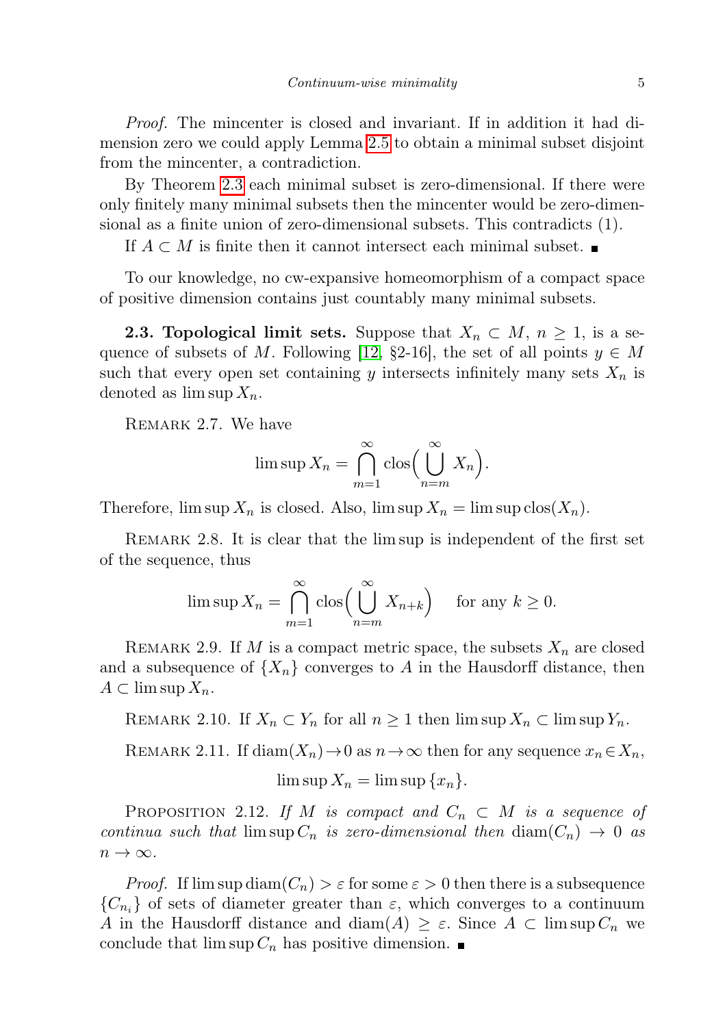*Proof.* The mincenter is closed and invariant. If in addition it had dimension zero we could apply Lemma 2.5 to obtain a minimal subset disjoint from the mincenter, a contradiction.

By Theorem 2.3 each minimal subset is zero-dimensional. If there were only finitely many minimal subsets then the mincenter would be zero-dimensional as a finite union of zero-dimensional subsets. This contradicts (1).

If $A \subset M$ is finite then it cannot intersect each minimal subset. ∎

To our knowledge, no cw-expansive homeomorphism of a compact space of positive dimension contains just countably many minimal subsets.

**2.3. Topological limit sets.** Suppose that $X_n \subset M$, $n \geq 1$, is a sequence of subsets of $M$. Following [12, §2-16], the set of all points $y \in M$ such that every open set containing $y$ intersects infinitely many sets $X_n$ is denoted as $\limsup X_n$.

Remark 2.7. We have

$$\limsup X_n = \bigcap_{m=1}^{\infty} \operatorname{clos}\Big(\bigcup_{n=m}^{\infty} X_n\Big).$$

Therefore, $\limsup X_n$ is closed. Also, $\limsup X_n = \limsup \operatorname{clos}(X_n)$.

Remark 2.8. It is clear that the lim sup is independent of the first set of the sequence, thus

$$\limsup X_n = \bigcap_{m=1}^{\infty} \operatorname{clos}\Big(\bigcup_{n=m}^{\infty} X_{n+k}\Big) \quad \text{for any } k \geq 0.$$

Remark 2.9. If $M$ is a compact metric space, the subsets $X_n$ are closed and a subsequence of $\{X_n\}$ converges to $A$ in the Hausdorff distance, then $A \subset \limsup X_n$.

Remark 2.10. If $X_n \subset Y_n$ for all $n \geq 1$ then $\limsup X_n \subset \limsup Y_n$.

Remark 2.11. If $\operatorname{diam}(X_n) \to 0$ as $n \to \infty$ then for any sequence $x_n \in X_n$,

$$\limsup X_n = \limsup \{x_n\}.$$

Proposition 2.12. *If $M$ is compact and $C_n \subset M$ is a sequence of continua such that $\limsup C_n$ is zero-dimensional then $\operatorname{diam}(C_n) \to 0$ as $n \to \infty$.*

*Proof.* If $\limsup \operatorname{diam}(C_n) > \varepsilon$ for some $\varepsilon > 0$ then there is a subsequence $\{C_{n_i}\}$ of sets of diameter greater than $\varepsilon$, which converges to a continuum $A$ in the Hausdorff distance and $\operatorname{diam}(A) \geq \varepsilon$. Since $A \subset \limsup C_n$ we conclude that $\limsup C_n$ has positive dimension. ∎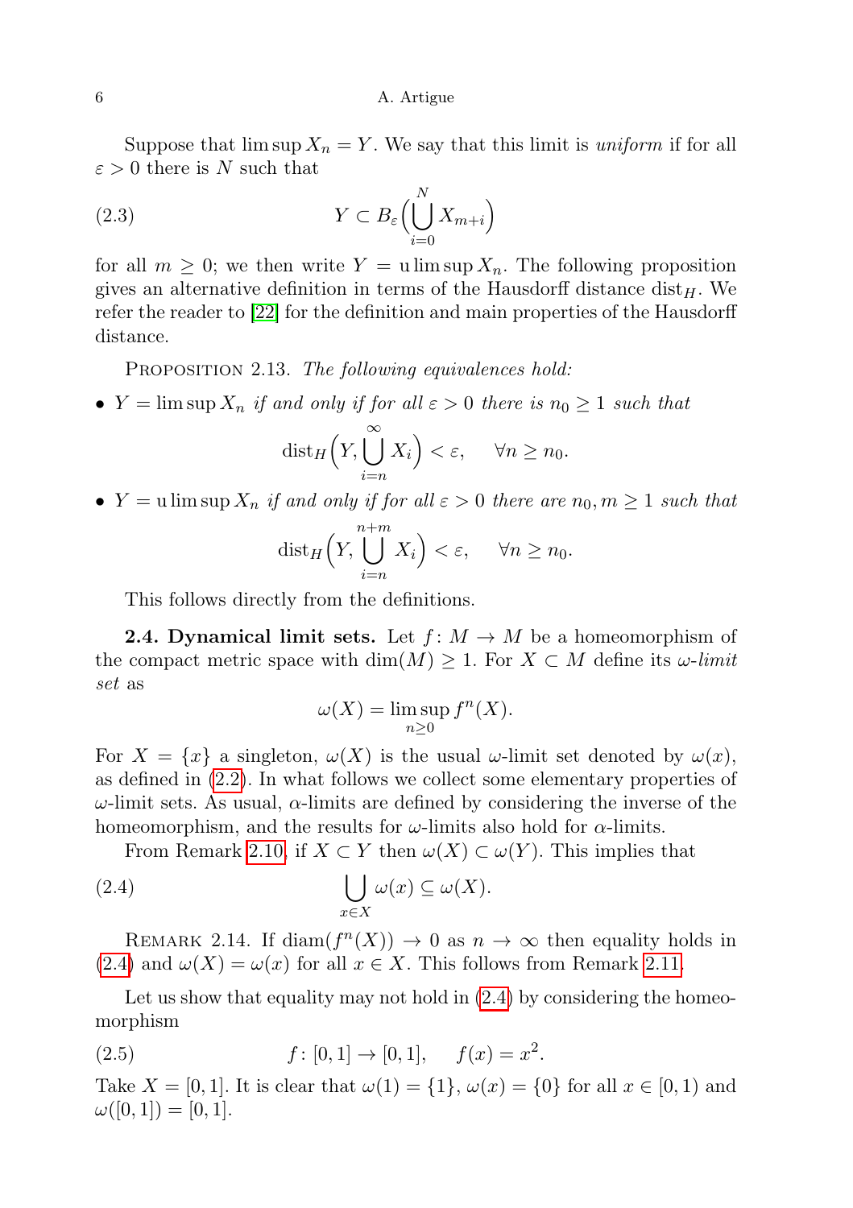Suppose that $\limsup X_n = Y$. We say that this limit is *uniform* if for all $\varepsilon > 0$ there is $N$ such that

$$Y \subset B_\varepsilon\Big(\bigcup_{i=0}^{N} X_{m+i}\Big) \tag{2.3}$$

for all $m \geq 0$; we then write $Y = \operatorname{u}\limsup X_n$. The following proposition gives an alternative definition in terms of the Hausdorff distance $\operatorname{dist}_H$. We refer the reader to [22] for the definition and main properties of the Hausdorff distance.

Proposition 2.13. *The following equivalences hold:*

- $Y = \limsup X_n$ *if and only if for all* $\varepsilon > 0$ *there is* $n_0 \geq 1$ *such that*

$$\operatorname{dist}_H\Big(Y, \bigcup_{i=n}^{\infty} X_i\Big) < \varepsilon, \qquad \forall n \geq n_0.$$

- $Y = \operatorname{u}\limsup X_n$ *if and only if for all* $\varepsilon > 0$ *there are* $n_0, m \geq 1$ *such that*

$$\operatorname{dist}_H\Big(Y, \bigcup_{i=n}^{n+m} X_i\Big) < \varepsilon, \qquad \forall n \geq n_0.$$

This follows directly from the definitions.

**2.4. Dynamical limit sets.** Let $f\colon M \to M$ be a homeomorphism of the compact metric space with $\dim(M) \geq 1$. For $X \subset M$ define its *$\omega$-limit set* as

$$\omega(X) = \limsup_{n\geq 0} f^n(X).$$

For $X = \{x\}$ a singleton, $\omega(X)$ is the usual $\omega$-limit set denoted by $\omega(x)$, as defined in (2.2). In what follows we collect some elementary properties of $\omega$-limit sets. As usual, $\alpha$-limits are defined by considering the inverse of the homeomorphism, and the results for $\omega$-limits also hold for $\alpha$-limits.

From Remark 2.10, if $X \subset Y$ then $\omega(X) \subset \omega(Y)$. This implies that

$$\bigcup_{x\in X} \omega(x) \subseteq \omega(X). \tag{2.4}$$

Remark 2.14. If $\operatorname{diam}(f^n(X)) \to 0$ as $n \to \infty$ then equality holds in (2.4) and $\omega(X) = \omega(x)$ for all $x \in X$. This follows from Remark 2.11.

Let us show that equality may not hold in (2.4) by considering the homeomorphism

$$f\colon [0,1] \to [0,1], \qquad f(x) = x^2. \tag{2.5}$$

Take $X = [0,1]$. It is clear that $\omega(1) = \{1\}$, $\omega(x) = \{0\}$ for all $x \in [0,1)$ and $\omega([0,1]) = [0,1]$.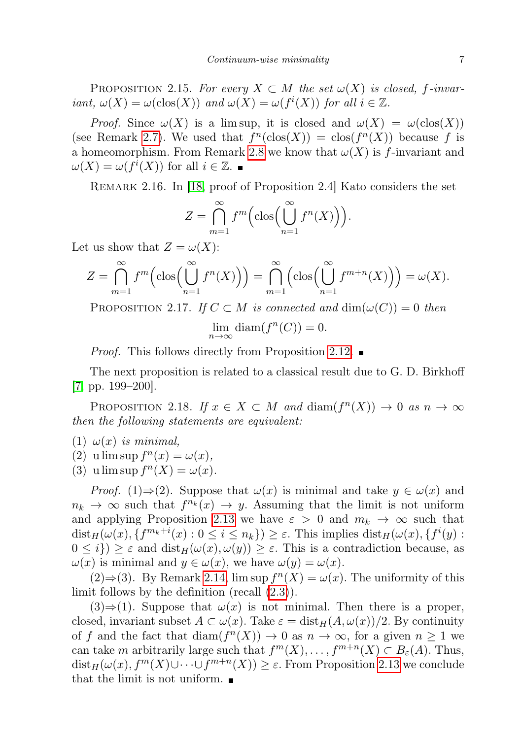Proposition 2.15. *For every $X \subset M$ the set $\omega(X)$ is closed, $f$-invariant, $\omega(X) = \omega(\operatorname{clos}(X))$ and $\omega(X) = \omega(f^i(X))$ for all $i \in \mathbb{Z}$.*

*Proof.* Since $\omega(X)$ is a lim sup, it is closed and $\omega(X) = \omega(\operatorname{clos}(X))$ (see Remark 2.7). We used that $f^n(\operatorname{clos}(X)) = \operatorname{clos}(f^n(X))$ because $f$ is a homeomorphism. From Remark 2.8 we know that $\omega(X)$ is $f$-invariant and $\omega(X) = \omega(f^i(X))$ for all $i \in \mathbb{Z}$. ∎

Remark 2.16. In [18, proof of Proposition 2.4] Kato considers the set

$$Z = \bigcap_{m=1}^{\infty} f^m\Big(\operatorname{clos}\Big(\bigcup_{n=1}^{\infty} f^n(X)\Big)\Big).$$

Let us show that $Z = \omega(X)$:

$$Z = \bigcap_{m=1}^{\infty} f^m\Big(\operatorname{clos}\Big(\bigcup_{n=1}^{\infty} f^n(X)\Big)\Big) = \bigcap_{m=1}^{\infty} \Big(\operatorname{clos}\Big(\bigcup_{n=1}^{\infty} f^{m+n}(X)\Big)\Big) = \omega(X).$$

Proposition 2.17. *If $C \subset M$ is connected and $\dim(\omega(C)) = 0$ then*

$$\lim_{n\to\infty} \operatorname{diam}(f^n(C)) = 0.$$

*Proof.* This follows directly from Proposition 2.12. ∎

The next proposition is related to a classical result due to G. D. Birkhoff [7, pp. 199–200].

Proposition 2.18. *If $x \in X \subset M$ and $\operatorname{diam}(f^n(X)) \to 0$ as $n \to \infty$ then the following statements are equivalent:*

(1) *$\omega(x)$ is minimal,*
(2) *$\operatorname{u}\limsup f^n(x) = \omega(x)$,*
(3) *$\operatorname{u}\limsup f^n(X) = \omega(x)$.*

*Proof.* (1)⇒(2). Suppose that $\omega(x)$ is minimal and take $y \in \omega(x)$ and $n_k \to \infty$ such that $f^{n_k}(x) \to y$. Assuming that the limit is not uniform and applying Proposition 2.13 we have $\varepsilon > 0$ and $m_k \to \infty$ such that $\operatorname{dist}_H(\omega(x), \{f^{m_k+i}(x) : 0 \le i \le n_k\}) \ge \varepsilon$. This implies $\operatorname{dist}_H(\omega(x), \{f^i(y) : 0 \le i\}) \ge \varepsilon$ and $\operatorname{dist}_H(\omega(x), \omega(y)) \ge \varepsilon$. This is a contradiction because, as $\omega(x)$ is minimal and $y \in \omega(x)$, we have $\omega(y) = \omega(x)$.

(2)⇒(3). By Remark 2.14, $\limsup f^n(X) = \omega(x)$. The uniformity of this limit follows by the definition (recall (2.3)).

(3)⇒(1). Suppose that $\omega(x)$ is not minimal. Then there is a proper, closed, invariant subset $A \subset \omega(x)$. Take $\varepsilon = \operatorname{dist}_H(A, \omega(x))/2$. By continuity of $f$ and the fact that $\operatorname{diam}(f^n(X)) \to 0$ as $n \to \infty$, for a given $n \ge 1$ we can take $m$ arbitrarily large such that $f^m(X), \dots, f^{m+n}(X) \subset B_\varepsilon(A)$. Thus, $\operatorname{dist}_H(\omega(x), f^m(X) \cup \dots \cup f^{m+n}(X)) \ge \varepsilon$. From Proposition 2.13 we conclude that the limit is not uniform. ∎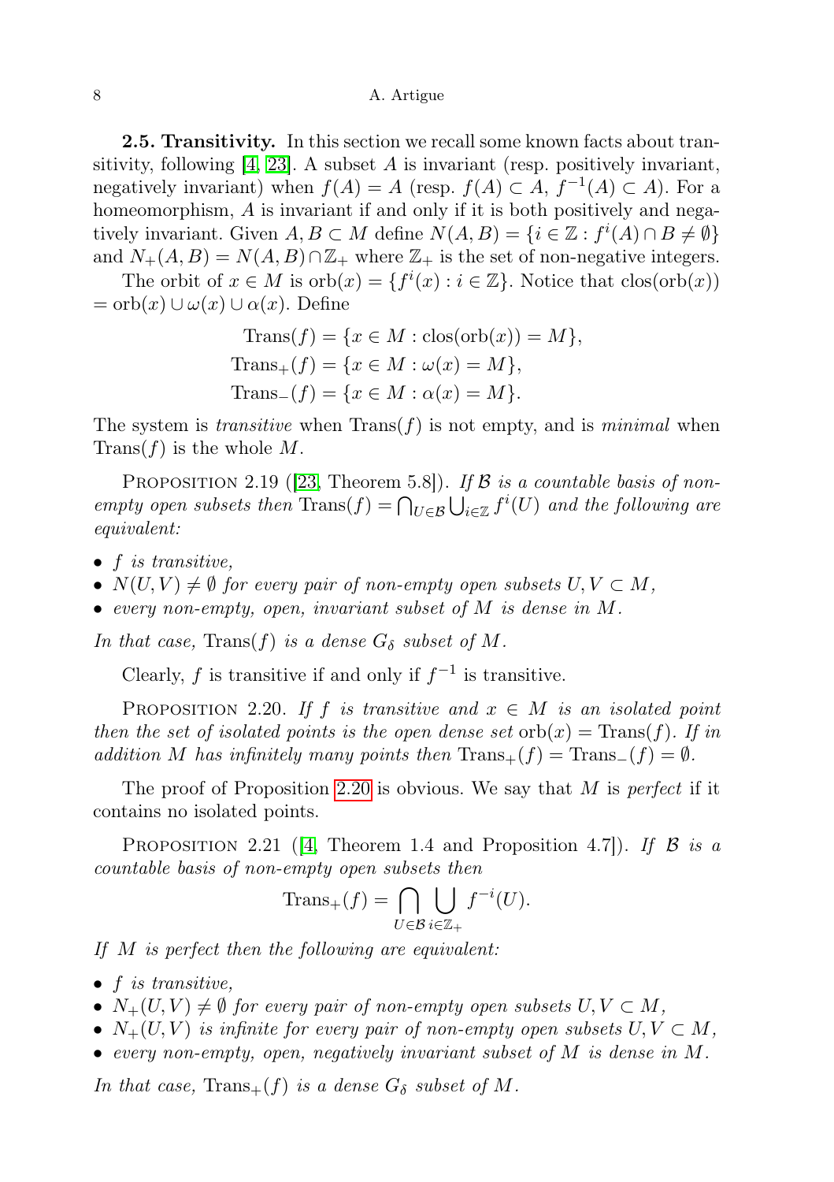**2.5. Transitivity.** In this section we recall some known facts about transitivity, following [4, 23]. A subset $A$ is invariant (resp. positively invariant, negatively invariant) when $f(A) = A$ (resp. $f(A) \subset A$, $f^{-1}(A) \subset A$). For a homeomorphism, $A$ is invariant if and only if it is both positively and negatively invariant. Given $A, B \subset M$ define $N(A, B) = \{i \in \mathbb{Z} : f^i(A) \cap B \neq \emptyset\}$ and $N_+(A, B) = N(A, B) \cap \mathbb{Z}_+$ where $\mathbb{Z}_+$ is the set of non-negative integers.

The orbit of $x \in M$ is $\operatorname{orb}(x) = \{f^i(x) : i \in \mathbb{Z}\}$. Notice that $\operatorname{clos}(\operatorname{orb}(x)) = \operatorname{orb}(x) \cup \omega(x) \cup \alpha(x)$. Define

$$\begin{aligned}
\operatorname{Trans}(f) &= \{x \in M : \operatorname{clos}(\operatorname{orb}(x)) = M\},\\
\operatorname{Trans}_+(f) &= \{x \in M : \omega(x) = M\},\\
\operatorname{Trans}_-(f) &= \{x \in M : \alpha(x) = M\}.
\end{aligned}$$

The system is *transitive* when $\operatorname{Trans}(f)$ is not empty, and is *minimal* when $\operatorname{Trans}(f)$ is the whole $M$.

Proposition 2.19 ([23, Theorem 5.8]). *If $\mathcal{B}$ is a countable basis of non-empty open subsets then $\operatorname{Trans}(f) = \bigcap_{U \in \mathcal{B}} \bigcup_{i \in \mathbb{Z}} f^i(U)$ and the following are equivalent:*

- *$f$ is transitive,*
- *$N(U, V) \neq \emptyset$ for every pair of non-empty open subsets $U, V \subset M$,*
- *every non-empty, open, invariant subset of $M$ is dense in $M$.*

*In that case, $\operatorname{Trans}(f)$ is a dense $G_\delta$ subset of $M$.*

Clearly, $f$ is transitive if and only if $f^{-1}$ is transitive.

Proposition 2.20. *If $f$ is transitive and $x \in M$ is an isolated point then the set of isolated points is the open dense set $\operatorname{orb}(x) = \operatorname{Trans}(f)$. If in addition $M$ has infinitely many points then $\operatorname{Trans}_+(f) = \operatorname{Trans}_-(f) = \emptyset$.*

The proof of Proposition 2.20 is obvious. We say that $M$ is *perfect* if it contains no isolated points.

Proposition 2.21 ([4, Theorem 1.4 and Proposition 4.7]). *If $\mathcal{B}$ is a countable basis of non-empty open subsets then*

$$\operatorname{Trans}_+(f) = \bigcap_{U \in \mathcal{B}} \bigcup_{i \in \mathbb{Z}_+} f^{-i}(U).$$

*If $M$ is perfect then the following are equivalent:*

- *$f$ is transitive,*
- *$N_+(U, V) \neq \emptyset$ for every pair of non-empty open subsets $U, V \subset M$,*
- *$N_+(U, V)$ is infinite for every pair of non-empty open subsets $U, V \subset M$,*
- *every non-empty, open, negatively invariant subset of $M$ is dense in $M$.*

*In that case, $\operatorname{Trans}_+(f)$ is a dense $G_\delta$ subset of $M$.*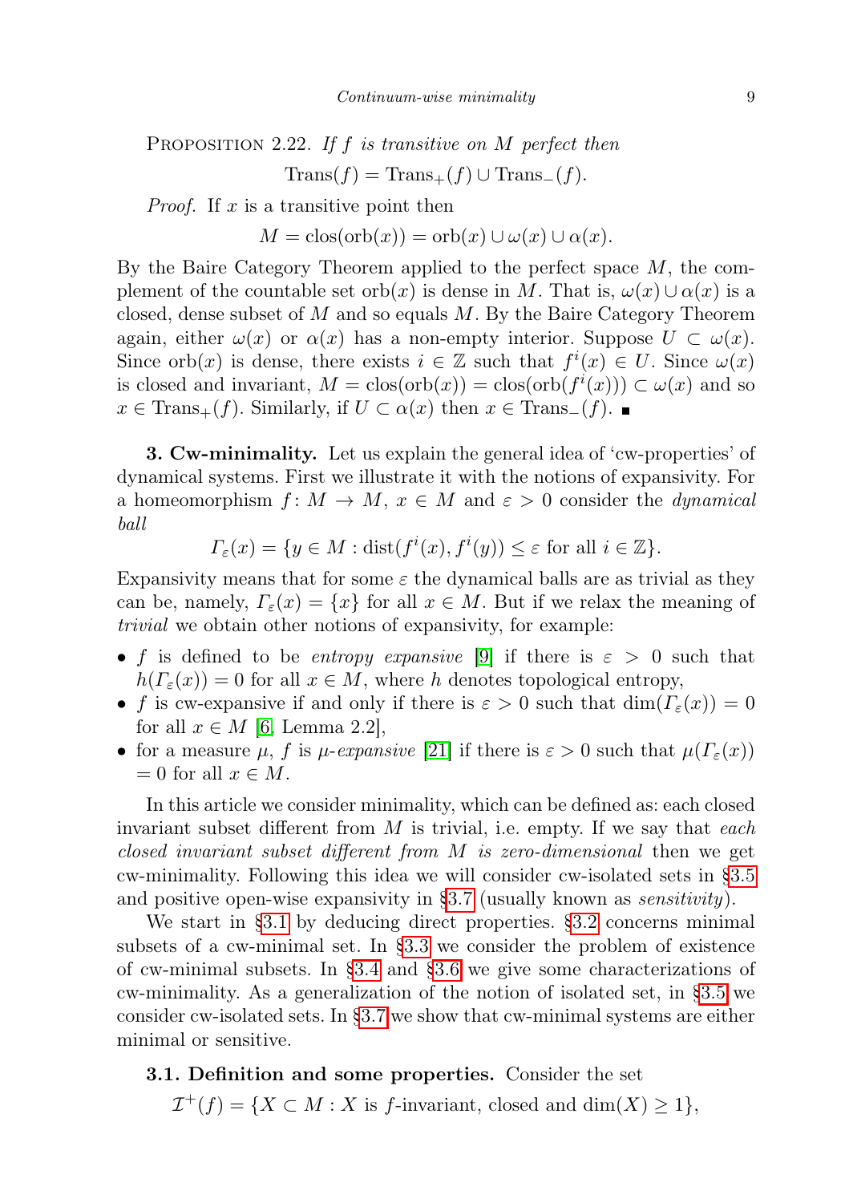Proposition 2.22. *If $f$ is transitive on $M$ perfect then*

$$\mathrm{Trans}(f) = \mathrm{Trans}_+(f) \cup \mathrm{Trans}_-(f).$$

*Proof.* If $x$ is a transitive point then

$$M = \mathrm{clos}(\mathrm{orb}(x)) = \mathrm{orb}(x) \cup \omega(x) \cup \alpha(x).$$

By the Baire Category Theorem applied to the perfect space $M$, the complement of the countable set $\mathrm{orb}(x)$ is dense in $M$. That is, $\omega(x) \cup \alpha(x)$ is a closed, dense subset of $M$ and so equals $M$. By the Baire Category Theorem again, either $\omega(x)$ or $\alpha(x)$ has a non-empty interior. Suppose $U \subset \omega(x)$. Since $\mathrm{orb}(x)$ is dense, there exists $i \in \mathbb{Z}$ such that $f^i(x) \in U$. Since $\omega(x)$ is closed and invariant, $M = \mathrm{clos}(\mathrm{orb}(x)) = \mathrm{clos}(\mathrm{orb}(f^i(x))) \subset \omega(x)$ and so $x \in \mathrm{Trans}_+(f)$. Similarly, if $U \subset \alpha(x)$ then $x \in \mathrm{Trans}_-(f)$. ∎

**3. Cw-minimality.** Let us explain the general idea of 'cw-properties' of dynamical systems. First we illustrate it with the notions of expansivity. For a homeomorphism $f\colon M \to M$, $x \in M$ and $\varepsilon > 0$ consider the *dynamical ball*

$$\Gamma_\varepsilon(x) = \{y \in M : \mathrm{dist}(f^i(x), f^i(y)) \le \varepsilon \text{ for all } i \in \mathbb{Z}\}.$$

Expansivity means that for some $\varepsilon$ the dynamical balls are as trivial as they can be, namely, $\Gamma_\varepsilon(x) = \{x\}$ for all $x \in M$. But if we relax the meaning of *trivial* we obtain other notions of expansivity, for example:

- $f$ is defined to be *entropy expansive* [9] if there is $\varepsilon > 0$ such that $h(\Gamma_\varepsilon(x)) = 0$ for all $x \in M$, where $h$ denotes topological entropy,
- $f$ is cw-expansive if and only if there is $\varepsilon > 0$ such that $\dim(\Gamma_\varepsilon(x)) = 0$ for all $x \in M$ [6, Lemma 2.2],
- for a measure $\mu$, $f$ is *$\mu$-expansive* [21] if there is $\varepsilon > 0$ such that $\mu(\Gamma_\varepsilon(x)) = 0$ for all $x \in M$.

In this article we consider minimality, which can be defined as: each closed invariant subset different from $M$ is trivial, i.e. empty. If we say that *each closed invariant subset different from $M$ is zero-dimensional* then we get cw-minimality. Following this idea we will consider cw-isolated sets in §3.5 and positive open-wise expansivity in §3.7 (usually known as *sensitivity*).

We start in §3.1 by deducing direct properties. §3.2 concerns minimal subsets of a cw-minimal set. In §3.3 we consider the problem of existence of cw-minimal subsets. In §3.4 and §3.6 we give some characterizations of cw-minimality. As a generalization of the notion of isolated set, in §3.5 we consider cw-isolated sets. In §3.7 we show that cw-minimal systems are either minimal or sensitive.

**3.1. Definition and some properties.** Consider the set

$$\mathcal{I}^+(f) = \{X \subset M : X \text{ is } f\text{-invariant, closed and } \dim(X) \ge 1\},$$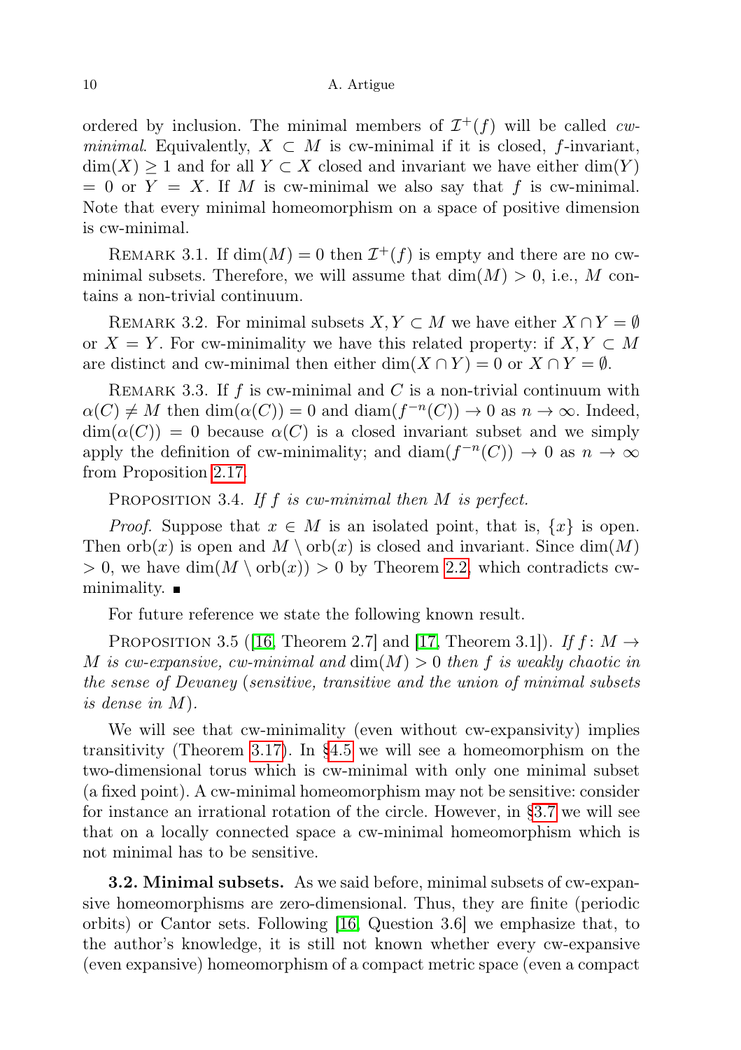ordered by inclusion. The minimal members of $\mathcal{I}^+(f)$ will be called *cw-minimal*. Equivalently, $X \subset M$ is cw-minimal if it is closed, $f$-invariant, $\dim(X) \geq 1$ and for all $Y \subset X$ closed and invariant we have either $\dim(Y) = 0$ or $Y = X$. If $M$ is cw-minimal we also say that $f$ is cw-minimal. Note that every minimal homeomorphism on a space of positive dimension is cw-minimal.

Remark 3.1. If $\dim(M) = 0$ then $\mathcal{I}^+(f)$ is empty and there are no cw-minimal subsets. Therefore, we will assume that $\dim(M) > 0$, i.e., $M$ contains a non-trivial continuum.

Remark 3.2. For minimal subsets $X, Y \subset M$ we have either $X \cap Y = \emptyset$ or $X = Y$. For cw-minimality we have this related property: if $X, Y \subset M$ are distinct and cw-minimal then either $\dim(X \cap Y) = 0$ or $X \cap Y = \emptyset$.

Remark 3.3. If $f$ is cw-minimal and $C$ is a non-trivial continuum with $\alpha(C) \neq M$ then $\dim(\alpha(C)) = 0$ and $\operatorname{diam}(f^{-n}(C)) \to 0$ as $n \to \infty$. Indeed, $\dim(\alpha(C)) = 0$ because $\alpha(C)$ is a closed invariant subset and we simply apply the definition of cw-minimality; and $\operatorname{diam}(f^{-n}(C)) \to 0$ as $n \to \infty$ from Proposition 2.17.

Proposition 3.4. *If $f$ is cw-minimal then $M$ is perfect.*

*Proof.* Suppose that $x \in M$ is an isolated point, that is, $\{x\}$ is open. Then $\operatorname{orb}(x)$ is open and $M \setminus \operatorname{orb}(x)$ is closed and invariant. Since $\dim(M) > 0$, we have $\dim(M \setminus \operatorname{orb}(x)) > 0$ by Theorem 2.2, which contradicts cw-minimality. ∎

For future reference we state the following known result.

Proposition 3.5 ([16, Theorem 2.7] and [17, Theorem 3.1]). *If $f\colon M \to M$ is cw-expansive, cw-minimal and $\dim(M) > 0$ then $f$ is weakly chaotic in the sense of Devaney (sensitive, transitive and the union of minimal subsets is dense in $M$).*

We will see that cw-minimality (even without cw-expansivity) implies transitivity (Theorem 3.17). In §4.5 we will see a homeomorphism on the two-dimensional torus which is cw-minimal with only one minimal subset (a fixed point). A cw-minimal homeomorphism may not be sensitive: consider for instance an irrational rotation of the circle. However, in §3.7 we will see that on a locally connected space a cw-minimal homeomorphism which is not minimal has to be sensitive.

**3.2. Minimal subsets.** As we said before, minimal subsets of cw-expansive homeomorphisms are zero-dimensional. Thus, they are finite (periodic orbits) or Cantor sets. Following [16, Question 3.6] we emphasize that, to the author's knowledge, it is still not known whether every cw-expansive (even expansive) homeomorphism of a compact metric space (even a compact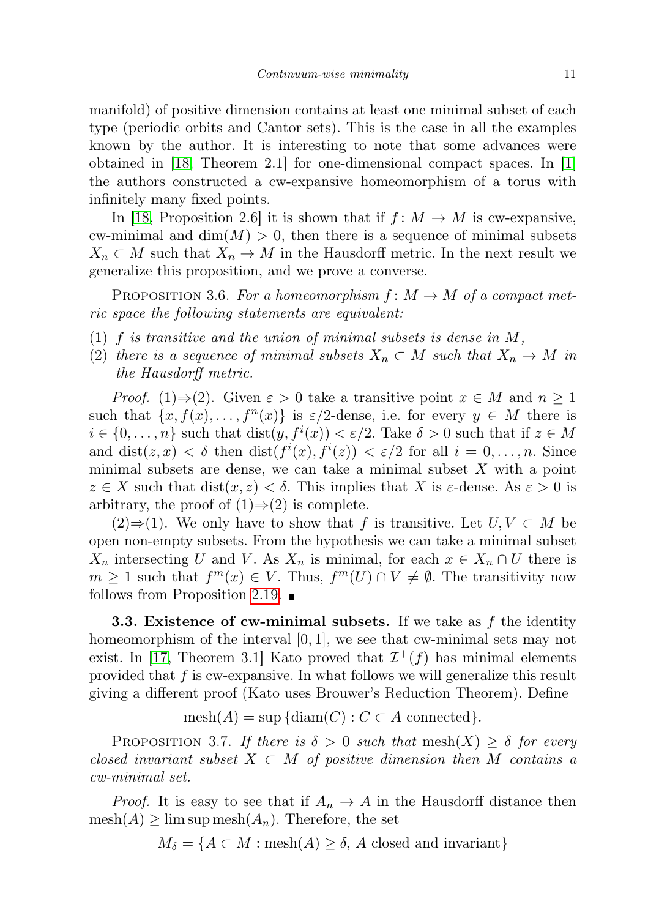manifold) of positive dimension contains at least one minimal subset of each type (periodic orbits and Cantor sets). This is the case in all the examples known by the author. It is interesting to note that some advances were obtained in [18, Theorem 2.1] for one-dimensional compact spaces. In [1] the authors constructed a cw-expansive homeomorphism of a torus with infinitely many fixed points.

In [18, Proposition 2.6] it is shown that if $f\colon M \to M$ is cw-expansive, cw-minimal and $\dim(M) > 0$, then there is a sequence of minimal subsets $X_n \subset M$ such that $X_n \to M$ in the Hausdorff metric. In the next result we generalize this proposition, and we prove a converse.

Proposition 3.6. *For a homeomorphism $f\colon M \to M$ of a compact metric space the following statements are equivalent:*

1. *$f$ is transitive and the union of minimal subsets is dense in $M$,*
2. *there is a sequence of minimal subsets $X_n \subset M$ such that $X_n \to M$ in the Hausdorff metric.*

*Proof.* (1)⇒(2). Given $\varepsilon > 0$ take a transitive point $x \in M$ and $n \geq 1$ such that $\{x, f(x), \dots, f^n(x)\}$ is $\varepsilon/2$-dense, i.e. for every $y \in M$ there is $i \in \{0, \dots, n\}$ such that $\operatorname{dist}(y, f^i(x)) < \varepsilon/2$. Take $\delta > 0$ such that if $z \in M$ and $\operatorname{dist}(z, x) < \delta$ then $\operatorname{dist}(f^i(x), f^i(z)) < \varepsilon/2$ for all $i = 0, \dots, n$. Since minimal subsets are dense, we can take a minimal subset $X$ with a point $z \in X$ such that $\operatorname{dist}(x, z) < \delta$. This implies that $X$ is $\varepsilon$-dense. As $\varepsilon > 0$ is arbitrary, the proof of (1)⇒(2) is complete.

(2)⇒(1). We only have to show that $f$ is transitive. Let $U, V \subset M$ be open non-empty subsets. From the hypothesis we can take a minimal subset $X_n$ intersecting $U$ and $V$. As $X_n$ is minimal, for each $x \in X_n \cap U$ there is $m \geq 1$ such that $f^m(x) \in V$. Thus, $f^m(U) \cap V \neq \emptyset$. The transitivity now follows from Proposition 2.19. ∎

**3.3. Existence of cw-minimal subsets.** If we take as $f$ the identity homeomorphism of the interval $[0, 1]$, we see that cw-minimal sets may not exist. In [17, Theorem 3.1] Kato proved that $\mathcal{I}^+(f)$ has minimal elements provided that $f$ is cw-expansive. In what follows we will generalize this result giving a different proof (Kato uses Brouwer's Reduction Theorem). Define

$$\operatorname{mesh}(A) = \sup \{\operatorname{diam}(C) : C \subset A \text{ connected}\}.$$

Proposition 3.7. *If there is $\delta > 0$ such that $\operatorname{mesh}(X) \geq \delta$ for every closed invariant subset $X \subset M$ of positive dimension then $M$ contains a cw-minimal set.*

*Proof.* It is easy to see that if $A_n \to A$ in the Hausdorff distance then $\operatorname{mesh}(A) \geq \limsup \operatorname{mesh}(A_n)$. Therefore, the set

$$M_\delta = \{A \subset M : \operatorname{mesh}(A) \geq \delta,\ A \text{ closed and invariant}\}$$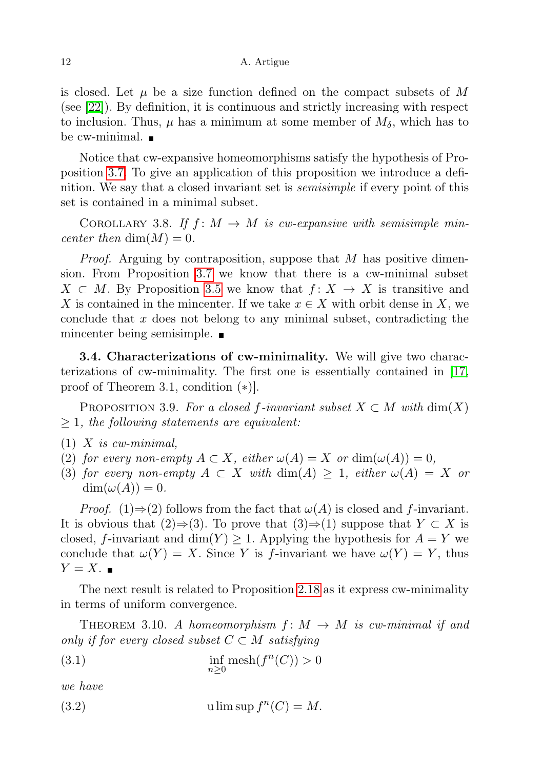is closed. Let $\mu$ be a size function defined on the compact subsets of $M$ (see [22]). By definition, it is continuous and strictly increasing with respect to inclusion. Thus, $\mu$ has a minimum at some member of $M_\delta$, which has to be cw-minimal. ∎

Notice that cw-expansive homeomorphisms satisfy the hypothesis of Proposition 3.7. To give an application of this proposition we introduce a definition. We say that a closed invariant set is *semisimple* if every point of this set is contained in a minimal subset.

Corollary 3.8. *If $f\colon M \to M$ is cw-expansive with semisimple mincenter then* $\dim(M) = 0$.

*Proof.* Arguing by contraposition, suppose that $M$ has positive dimension. From Proposition 3.7 we know that there is a cw-minimal subset $X \subset M$. By Proposition 3.5 we know that $f\colon X \to X$ is transitive and $X$ is contained in the mincenter. If we take $x \in X$ with orbit dense in $X$, we conclude that $x$ does not belong to any minimal subset, contradicting the mincenter being semisimple. ∎

**3.4. Characterizations of cw-minimality.** We will give two characterizations of cw-minimality. The first one is essentially contained in [17, proof of Theorem 3.1, condition (∗)].

Proposition 3.9. *For a closed $f$-invariant subset $X \subset M$ with $\dim(X) \geq 1$, the following statements are equivalent:*

1. *$X$ is cw-minimal,*
2. *for every non-empty $A \subset X$, either $\omega(A) = X$ or $\dim(\omega(A)) = 0$,*
3. *for every non-empty $A \subset X$ with $\dim(A) \geq 1$, either $\omega(A) = X$ or $\dim(\omega(A)) = 0$.*

*Proof.* (1)⇒(2) follows from the fact that $\omega(A)$ is closed and $f$-invariant. It is obvious that (2)⇒(3). To prove that (3)⇒(1) suppose that $Y \subset X$ is closed, $f$-invariant and $\dim(Y) \geq 1$. Applying the hypothesis for $A = Y$ we conclude that $\omega(Y) = X$. Since $Y$ is $f$-invariant we have $\omega(Y) = Y$, thus $Y = X$. ∎

The next result is related to Proposition 2.18 as it express cw-minimality in terms of uniform convergence.

Theorem 3.10. *A homeomorphism $f\colon M \to M$ is cw-minimal if and only if for every closed subset $C \subset M$ satisfying*

$$\inf_{n\geq 0} \operatorname{mesh}(f^n(C)) > 0 \tag{3.1}$$

*we have*

$$\operatorname{u\,lim\,sup} f^n(C) = M. \tag{3.2}$$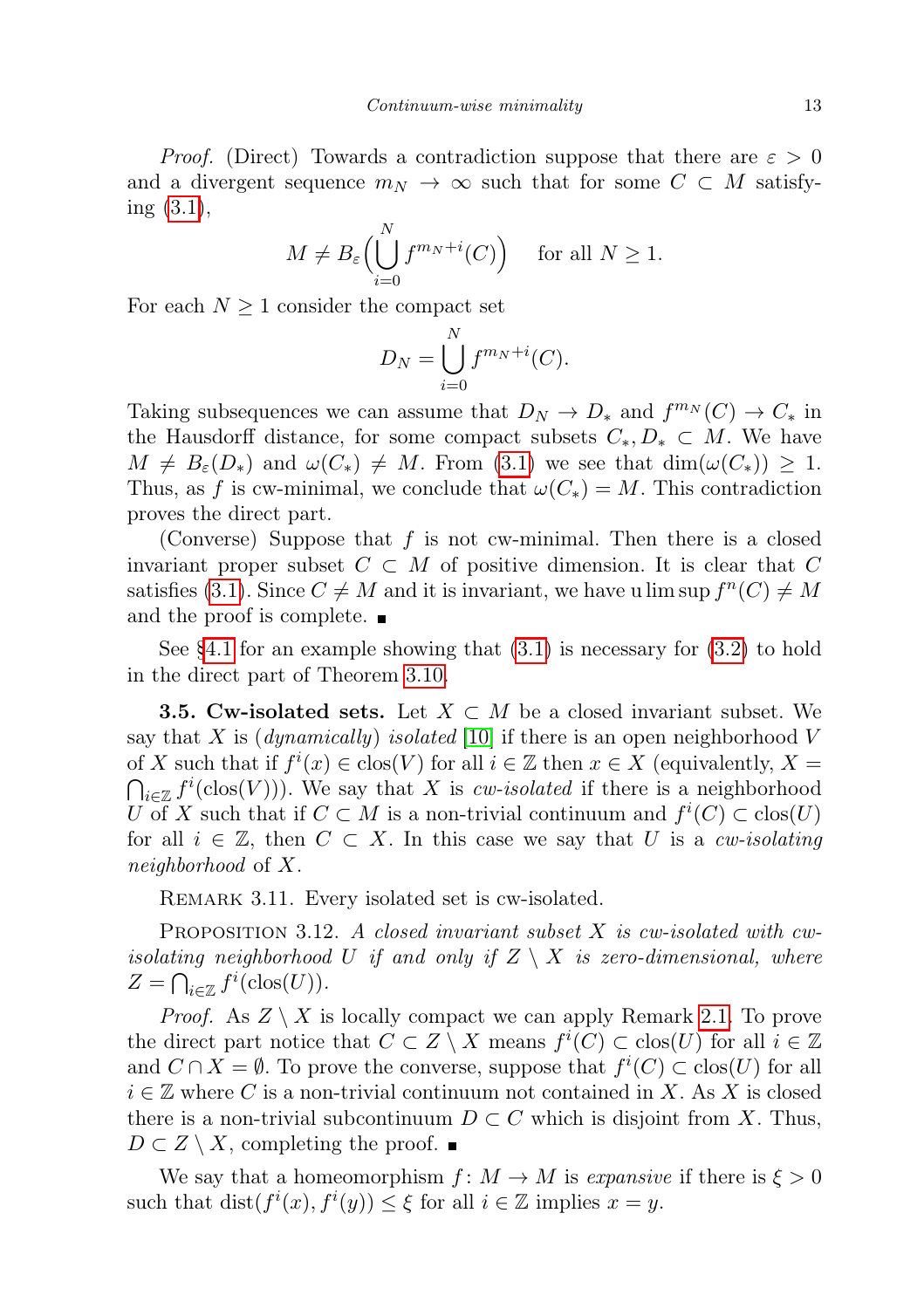*Proof.* (Direct) Towards a contradiction suppose that there are $\varepsilon > 0$ and a divergent sequence $m_N \to \infty$ such that for some $C \subset M$ satisfying (3.1),

$$M \neq B_\varepsilon\Big(\bigcup_{i=0}^{N} f^{m_N+i}(C)\Big) \quad \text{for all } N \geq 1.$$

For each $N \geq 1$ consider the compact set

$$D_N = \bigcup_{i=0}^{N} f^{m_N+i}(C).$$

Taking subsequences we can assume that $D_N \to D_*$ and $f^{m_N}(C) \to C_*$ in the Hausdorff distance, for some compact subsets $C_*, D_* \subset M$. We have $M \neq B_\varepsilon(D_*)$ and $\omega(C_*) \neq M$. From (3.1) we see that $\dim(\omega(C_*)) \geq 1$. Thus, as $f$ is cw-minimal, we conclude that $\omega(C_*) = M$. This contradiction proves the direct part.

(Converse) Suppose that $f$ is not cw-minimal. Then there is a closed invariant proper subset $C \subset M$ of positive dimension. It is clear that $C$ satisfies (3.1). Since $C \neq M$ and it is invariant, we have $\operatorname{u\,lim\,sup} f^n(C) \neq M$ and the proof is complete. ∎

See §4.1 for an example showing that (3.1) is necessary for (3.2) to hold in the direct part of Theorem 3.10.

**3.5. Cw-isolated sets.** Let $X \subset M$ be a closed invariant subset. We say that $X$ is (*dynamically*) *isolated* [10] if there is an open neighborhood $V$ of $X$ such that if $f^i(x) \in \operatorname{clos}(V)$ for all $i \in \mathbb{Z}$ then $x \in X$ (equivalently, $X = \bigcap_{i\in\mathbb{Z}} f^i(\operatorname{clos}(V))$). We say that $X$ is *cw-isolated* if there is a neighborhood $U$ of $X$ such that if $C \subset M$ is a non-trivial continuum and $f^i(C) \subset \operatorname{clos}(U)$ for all $i \in \mathbb{Z}$, then $C \subset X$. In this case we say that $U$ is a *cw-isolating neighborhood* of $X$.

Remark 3.11. Every isolated set is cw-isolated.

Proposition 3.12. *A closed invariant subset $X$ is cw-isolated with cw-isolating neighborhood $U$ if and only if $Z \setminus X$ is zero-dimensional, where $Z = \bigcap_{i\in\mathbb{Z}} f^i(\operatorname{clos}(U))$.*

*Proof.* As $Z \setminus X$ is locally compact we can apply Remark 2.1. To prove the direct part notice that $C \subset Z \setminus X$ means $f^i(C) \subset \operatorname{clos}(U)$ for all $i \in \mathbb{Z}$ and $C \cap X = \emptyset$. To prove the converse, suppose that $f^i(C) \subset \operatorname{clos}(U)$ for all $i \in \mathbb{Z}$ where $C$ is a non-trivial continuum not contained in $X$. As $X$ is closed there is a non-trivial subcontinuum $D \subset C$ which is disjoint from $X$. Thus, $D \subset Z \setminus X$, completing the proof. ∎

We say that a homeomorphism $f\colon M \to M$ is *expansive* if there is $\xi > 0$ such that $\operatorname{dist}(f^i(x), f^i(y)) \leq \xi$ for all $i \in \mathbb{Z}$ implies $x = y$.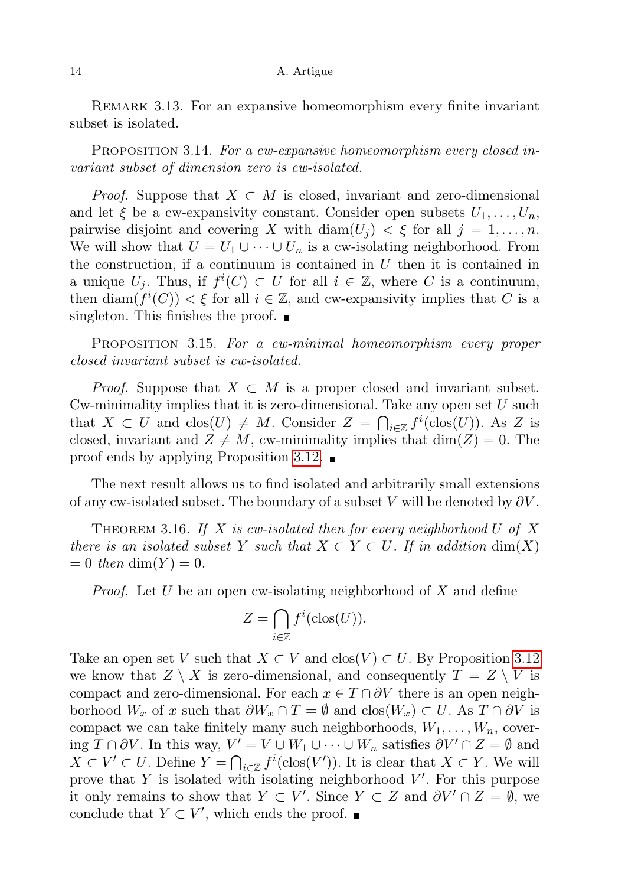Remark 3.13. For an expansive homeomorphism every finite invariant subset is isolated.

Proposition 3.14. *For a cw-expansive homeomorphism every closed invariant subset of dimension zero is cw-isolated.*

*Proof.* Suppose that $X \subset M$ is closed, invariant and zero-dimensional and let $\xi$ be a cw-expansivity constant. Consider open subsets $U_1, \dots, U_n$, pairwise disjoint and covering $X$ with $\operatorname{diam}(U_j) < \xi$ for all $j = 1, \dots, n$. We will show that $U = U_1 \cup \dots \cup U_n$ is a cw-isolating neighborhood. From the construction, if a continuum is contained in $U$ then it is contained in a unique $U_j$. Thus, if $f^i(C) \subset U$ for all $i \in \mathbb{Z}$, where $C$ is a continuum, then $\operatorname{diam}(f^i(C)) < \xi$ for all $i \in \mathbb{Z}$, and cw-expansivity implies that $C$ is a singleton. This finishes the proof. ∎

Proposition 3.15. *For a cw-minimal homeomorphism every proper closed invariant subset is cw-isolated.*

*Proof.* Suppose that $X \subset M$ is a proper closed and invariant subset. Cw-minimality implies that it is zero-dimensional. Take any open set $U$ such that $X \subset U$ and $\operatorname{clos}(U) \neq M$. Consider $Z = \bigcap_{i\in\mathbb{Z}} f^i(\operatorname{clos}(U))$. As $Z$ is closed, invariant and $Z \neq M$, cw-minimality implies that $\dim(Z) = 0$. The proof ends by applying Proposition 3.12. ∎

The next result allows us to find isolated and arbitrarily small extensions of any cw-isolated subset. The boundary of a subset $V$ will be denoted by $\partial V$.

Theorem 3.16. *If $X$ is cw-isolated then for every neighborhood $U$ of $X$ there is an isolated subset $Y$ such that $X \subset Y \subset U$. If in addition $\dim(X) = 0$ then $\dim(Y) = 0$.*

*Proof.* Let $U$ be an open cw-isolating neighborhood of $X$ and define

$$Z = \bigcap_{i\in\mathbb{Z}} f^i(\operatorname{clos}(U)).$$

Take an open set $V$ such that $X \subset V$ and $\operatorname{clos}(V) \subset U$. By Proposition 3.12 we know that $Z \setminus X$ is zero-dimensional, and consequently $T = Z \setminus V$ is compact and zero-dimensional. For each $x \in T \cap \partial V$ there is an open neighborhood $W_x$ of $x$ such that $\partial W_x \cap T = \emptyset$ and $\operatorname{clos}(W_x) \subset U$. As $T \cap \partial V$ is compact we can take finitely many such neighborhoods, $W_1, \dots, W_n$, covering $T \cap \partial V$. In this way, $V' = V \cup W_1 \cup \dots \cup W_n$ satisfies $\partial V' \cap Z = \emptyset$ and $X \subset V' \subset U$. Define $Y = \bigcap_{i\in\mathbb{Z}} f^i(\operatorname{clos}(V'))$. It is clear that $X \subset Y$. We will prove that $Y$ is isolated with isolating neighborhood $V'$. For this purpose it only remains to show that $Y \subset V'$. Since $Y \subset Z$ and $\partial V' \cap Z = \emptyset$, we conclude that $Y \subset V'$, which ends the proof. ∎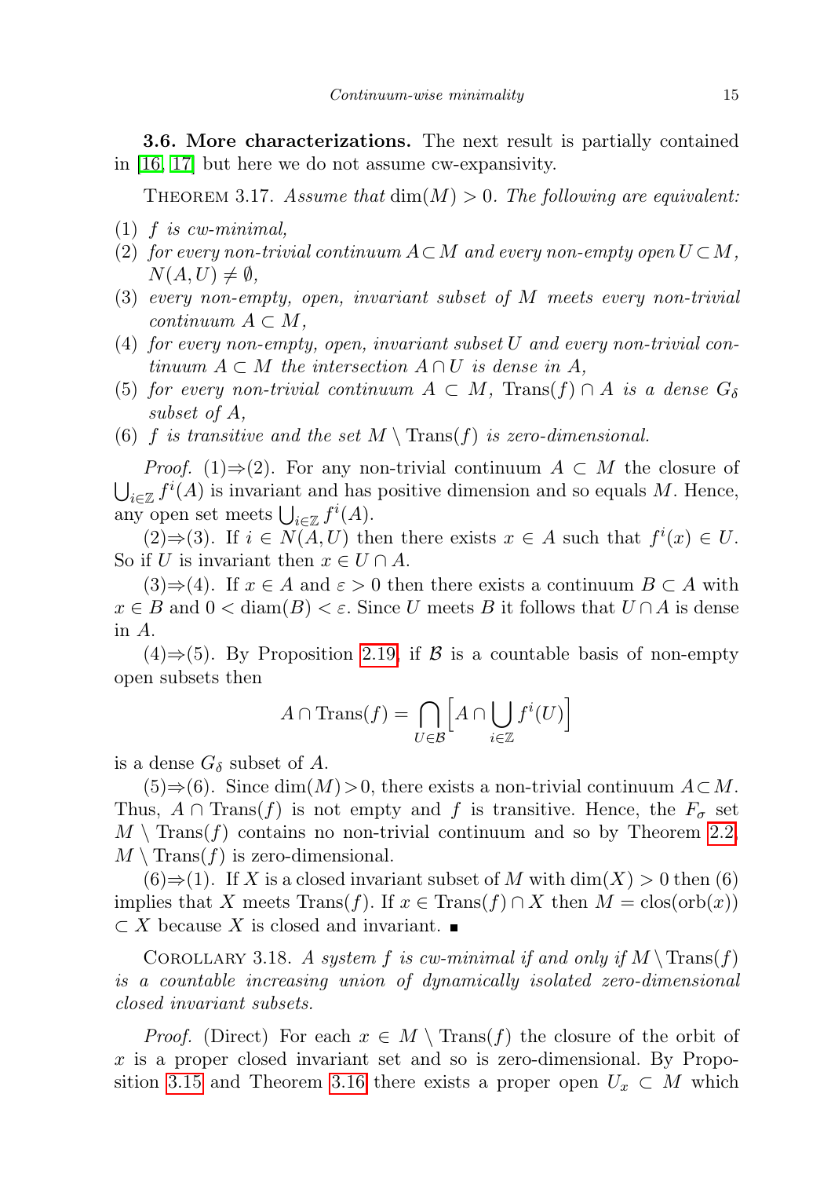**3.6. More characterizations.** The next result is partially contained in [16, 17] but here we do not assume cw-expansivity.

THEOREM 3.17. *Assume that* $\dim(M) > 0$. *The following are equivalent:*

1. $f$ *is cw-minimal,*
2. *for every non-trivial continuum* $A \subset M$ *and every non-empty open* $U \subset M$, $N(A, U) \neq \emptyset$,
3. *every non-empty, open, invariant subset of* $M$ *meets every non-trivial continuum* $A \subset M$,
4. *for every non-empty, open, invariant subset* $U$ *and every non-trivial continuum* $A \subset M$ *the intersection* $A \cap U$ *is dense in* $A$,
5. *for every non-trivial continuum* $A \subset M$, $\mathrm{Trans}(f) \cap A$ *is a dense* $G_\delta$ *subset of* $A$,
6. $f$ *is transitive and the set* $M \setminus \mathrm{Trans}(f)$ *is zero-dimensional.*

*Proof.* (1)⇒(2). For any non-trivial continuum $A \subset M$ the closure of $\bigcup_{i\in\mathbb{Z}} f^i(A)$ is invariant and has positive dimension and so equals $M$. Hence, any open set meets $\bigcup_{i\in\mathbb{Z}} f^i(A)$.

(2)⇒(3). If $i \in N(A, U)$ then there exists $x \in A$ such that $f^i(x) \in U$. So if $U$ is invariant then $x \in U \cap A$.

(3)⇒(4). If $x \in A$ and $\varepsilon > 0$ then there exists a continuum $B \subset A$ with $x \in B$ and $0 < \mathrm{diam}(B) < \varepsilon$. Since $U$ meets $B$ it follows that $U \cap A$ is dense in $A$.

(4)⇒(5). By Proposition 2.19, if $\mathcal{B}$ is a countable basis of non-empty open subsets then

$$A \cap \mathrm{Trans}(f) = \bigcap_{U\in\mathcal{B}} \Big[ A \cap \bigcup_{i\in\mathbb{Z}} f^i(U) \Big]$$

is a dense $G_\delta$ subset of $A$.

(5)⇒(6). Since $\dim(M) > 0$, there exists a non-trivial continuum $A \subset M$. Thus, $A \cap \mathrm{Trans}(f)$ is not empty and $f$ is transitive. Hence, the $F_\sigma$ set $M \setminus \mathrm{Trans}(f)$ contains no non-trivial continuum and so by Theorem 2.2, $M \setminus \mathrm{Trans}(f)$ is zero-dimensional.

(6)⇒(1). If $X$ is a closed invariant subset of $M$ with $\dim(X) > 0$ then (6) implies that $X$ meets $\mathrm{Trans}(f)$. If $x \in \mathrm{Trans}(f) \cap X$ then $M = \mathrm{clos}(\mathrm{orb}(x)) \subset X$ because $X$ is closed and invariant. ■

COROLLARY 3.18. *A system* $f$ *is cw-minimal if and only if* $M \setminus \mathrm{Trans}(f)$ *is a countable increasing union of dynamically isolated zero-dimensional closed invariant subsets.*

*Proof.* (Direct) For each $x \in M \setminus \mathrm{Trans}(f)$ the closure of the orbit of $x$ is a proper closed invariant set and so is zero-dimensional. By Proposition 3.15 and Theorem 3.16 there exists a proper open $U_x \subset M$ which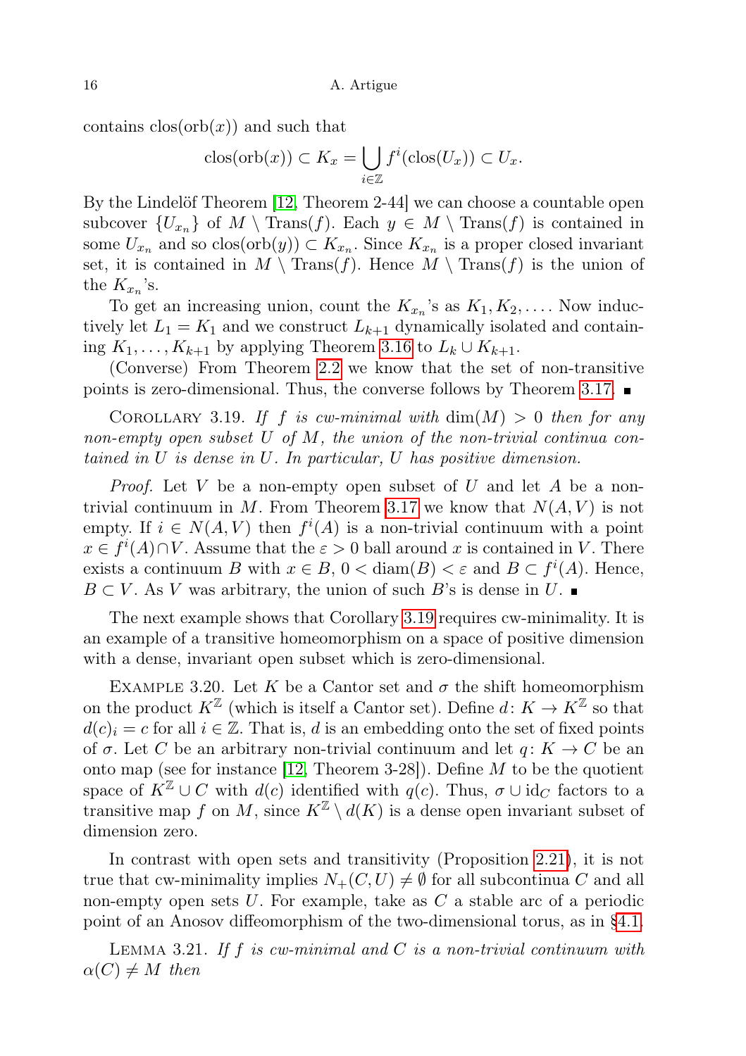contains $\text{clos}(\text{orb}(x))$ and such that

$$\text{clos}(\text{orb}(x)) \subset K_x = \bigcup_{i\in\mathbb{Z}} f^i(\text{clos}(U_x)) \subset U_x.$$

By the Lindelöf Theorem [12, Theorem 2-44] we can choose a countable open subcover $\{U_{x_n}\}$ of $M \setminus \text{Trans}(f)$. Each $y \in M \setminus \text{Trans}(f)$ is contained in some $U_{x_n}$ and so $\text{clos}(\text{orb}(y)) \subset K_{x_n}$. Since $K_{x_n}$ is a proper closed invariant set, it is contained in $M \setminus \text{Trans}(f)$. Hence $M \setminus \text{Trans}(f)$ is the union of the $K_{x_n}$'s.

To get an increasing union, count the $K_{x_n}$'s as $K_1, K_2, \ldots$. Now inductively let $L_1 = K_1$ and we construct $L_{k+1}$ dynamically isolated and containing $K_1, \ldots, K_{k+1}$ by applying Theorem 3.16 to $L_k \cup K_{k+1}$.

(Converse) From Theorem 2.2 we know that the set of non-transitive points is zero-dimensional. Thus, the converse follows by Theorem 3.17. ∎

Corollary 3.19. *If $f$ is cw-minimal with $\dim(M) > 0$ then for any non-empty open subset $U$ of $M$, the union of the non-trivial continua contained in $U$ is dense in $U$. In particular, $U$ has positive dimension.*

*Proof.* Let $V$ be a non-empty open subset of $U$ and let $A$ be a non-trivial continuum in $M$. From Theorem 3.17 we know that $N(A, V)$ is not empty. If $i \in N(A, V)$ then $f^i(A)$ is a non-trivial continuum with a point $x \in f^i(A) \cap V$. Assume that the $\varepsilon > 0$ ball around $x$ is contained in $V$. There exists a continuum $B$ with $x \in B$, $0 < \text{diam}(B) < \varepsilon$ and $B \subset f^i(A)$. Hence, $B \subset V$. As $V$ was arbitrary, the union of such $B$'s is dense in $U$. ∎

The next example shows that Corollary 3.19 requires cw-minimality. It is an example of a transitive homeomorphism on a space of positive dimension with a dense, invariant open subset which is zero-dimensional.

Example 3.20. Let $K$ be a Cantor set and $\sigma$ the shift homeomorphism on the product $K^{\mathbb{Z}}$ (which is itself a Cantor set). Define $d\colon K \to K^{\mathbb{Z}}$ so that $d(c)_i = c$ for all $i \in \mathbb{Z}$. That is, $d$ is an embedding onto the set of fixed points of $\sigma$. Let $C$ be an arbitrary non-trivial continuum and let $q\colon K \to C$ be an onto map (see for instance [12, Theorem 3-28]). Define $M$ to be the quotient space of $K^{\mathbb{Z}} \cup C$ with $d(c)$ identified with $q(c)$. Thus, $\sigma \cup \text{id}_C$ factors to a transitive map $f$ on $M$, since $K^{\mathbb{Z}} \setminus d(K)$ is a dense open invariant subset of dimension zero.

In contrast with open sets and transitivity (Proposition 2.21), it is not true that cw-minimality implies $N_+(C, U) \neq \emptyset$ for all subcontinua $C$ and all non-empty open sets $U$. For example, take as $C$ a stable arc of a periodic point of an Anosov diffeomorphism of the two-dimensional torus, as in §4.1.

Lemma 3.21. *If $f$ is cw-minimal and $C$ is a non-trivial continuum with $\alpha(C) \neq M$ then*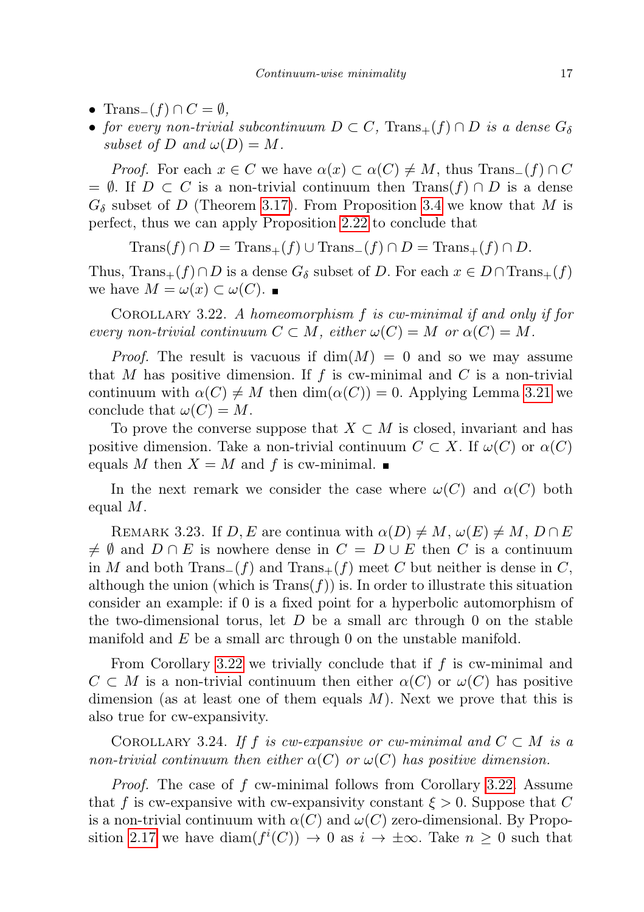- $\mathrm{Trans}_-(f) \cap C = \emptyset$,
- *for every non-trivial subcontinuum $D \subset C$, $\mathrm{Trans}_+(f) \cap D$ is a dense $G_\delta$ subset of $D$ and $\omega(D) = M$.*

*Proof.* For each $x \in C$ we have $\alpha(x) \subset \alpha(C) \neq M$, thus $\mathrm{Trans}_-(f) \cap C = \emptyset$. If $D \subset C$ is a non-trivial continuum then $\mathrm{Trans}(f) \cap D$ is a dense $G_\delta$ subset of $D$ (Theorem 3.17). From Proposition 3.4 we know that $M$ is perfect, thus we can apply Proposition 2.22 to conclude that

$$\mathrm{Trans}(f) \cap D = \mathrm{Trans}_+(f) \cup \mathrm{Trans}_-(f) \cap D = \mathrm{Trans}_+(f) \cap D.$$

Thus, $\mathrm{Trans}_+(f) \cap D$ is a dense $G_\delta$ subset of $D$. For each $x \in D \cap \mathrm{Trans}_+(f)$ we have $M = \omega(x) \subset \omega(C)$. ∎

Corollary 3.22. *A homeomorphism $f$ is cw-minimal if and only if for every non-trivial continuum $C \subset M$, either $\omega(C) = M$ or $\alpha(C) = M$.*

*Proof.* The result is vacuous if $\dim(M) = 0$ and so we may assume that $M$ has positive dimension. If $f$ is cw-minimal and $C$ is a non-trivial continuum with $\alpha(C) \neq M$ then $\dim(\alpha(C)) = 0$. Applying Lemma 3.21 we conclude that $\omega(C) = M$.

To prove the converse suppose that $X \subset M$ is closed, invariant and has positive dimension. Take a non-trivial continuum $C \subset X$. If $\omega(C)$ or $\alpha(C)$ equals $M$ then $X = M$ and $f$ is cw-minimal. ∎

In the next remark we consider the case where $\omega(C)$ and $\alpha(C)$ both equal $M$.

Remark 3.23. If $D, E$ are continua with $\alpha(D) \neq M$, $\omega(E) \neq M$, $D \cap E \neq \emptyset$ and $D \cap E$ is nowhere dense in $C = D \cup E$ then $C$ is a continuum in $M$ and both $\mathrm{Trans}_-(f)$ and $\mathrm{Trans}_+(f)$ meet $C$ but neither is dense in $C$, although the union (which is $\mathrm{Trans}(f)$) is. In order to illustrate this situation consider an example: if 0 is a fixed point for a hyperbolic automorphism of the two-dimensional torus, let $D$ be a small arc through 0 on the stable manifold and $E$ be a small arc through 0 on the unstable manifold.

From Corollary 3.22 we trivially conclude that if $f$ is cw-minimal and $C \subset M$ is a non-trivial continuum then either $\alpha(C)$ or $\omega(C)$ has positive dimension (as at least one of them equals $M$). Next we prove that this is also true for cw-expansivity.

Corollary 3.24. *If $f$ is cw-expansive or cw-minimal and $C \subset M$ is a non-trivial continuum then either $\alpha(C)$ or $\omega(C)$ has positive dimension.*

*Proof.* The case of $f$ cw-minimal follows from Corollary 3.22. Assume that $f$ is cw-expansive with cw-expansivity constant $\xi > 0$. Suppose that $C$ is a non-trivial continuum with $\alpha(C)$ and $\omega(C)$ zero-dimensional. By Proposition 2.17 we have $\mathrm{diam}(f^i(C)) \to 0$ as $i \to \pm\infty$. Take $n \geq 0$ such that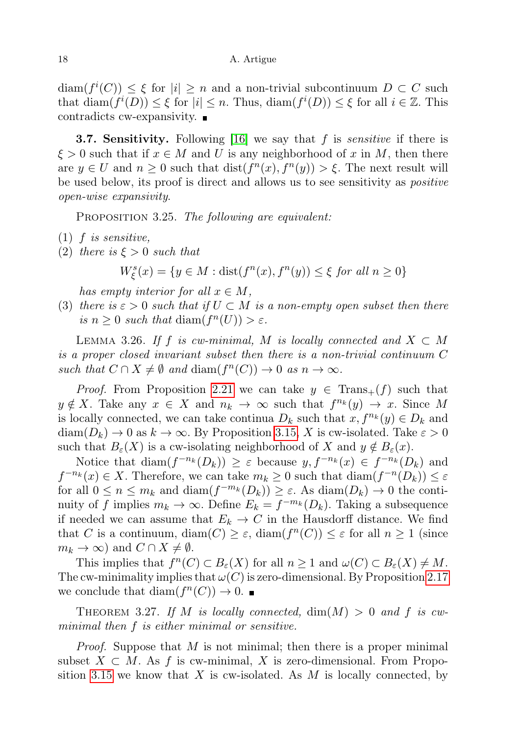$\operatorname{diam}(f^i(C)) \leq \xi$ for $|i| \geq n$ and a non-trivial subcontinuum $D \subset C$ such that $\operatorname{diam}(f^i(D)) \leq \xi$ for $|i| \leq n$. Thus, $\operatorname{diam}(f^i(D)) \leq \xi$ for all $i \in \mathbb{Z}$. This contradicts cw-expansivity. ∎

**3.7. Sensitivity.** Following [16] we say that $f$ is *sensitive* if there is $\xi > 0$ such that if $x \in M$ and $U$ is any neighborhood of $x$ in $M$, then there are $y \in U$ and $n \geq 0$ such that $\operatorname{dist}(f^n(x), f^n(y)) > \xi$. The next result will be used below, its proof is direct and allows us to see sensitivity as *positive open-wise expansivity*.

Proposition 3.25. *The following are equivalent:*

(1) *$f$ is sensitive,*
(2) *there is $\xi > 0$ such that*

$$W^s_\xi(x) = \{y \in M : \operatorname{dist}(f^n(x), f^n(y)) \leq \xi \text{ for all } n \geq 0\}$$

*has empty interior for all $x \in M$,*

(3) *there is $\varepsilon > 0$ such that if $U \subset M$ is a non-empty open subset then there is $n \geq 0$ such that* $\operatorname{diam}(f^n(U)) > \varepsilon$.

Lemma 3.26. *If $f$ is cw-minimal, $M$ is locally connected and $X \subset M$ is a proper closed invariant subset then there is a non-trivial continuum $C$ such that $C \cap X \neq \emptyset$ and $\operatorname{diam}(f^n(C)) \to 0$ as $n \to \infty$.*

*Proof.* From Proposition 2.21 we can take $y \in \operatorname{Trans}_+(f)$ such that $y \notin X$. Take any $x \in X$ and $n_k \to \infty$ such that $f^{n_k}(y) \to x$. Since $M$ is locally connected, we can take continua $D_k$ such that $x, f^{n_k}(y) \in D_k$ and $\operatorname{diam}(D_k) \to 0$ as $k \to \infty$. By Proposition 3.15, $X$ is cw-isolated. Take $\varepsilon > 0$ such that $B_\varepsilon(X)$ is a cw-isolating neighborhood of $X$ and $y \notin B_\varepsilon(x)$.

Notice that $\operatorname{diam}(f^{-n_k}(D_k)) \geq \varepsilon$ because $y, f^{-n_k}(x) \in f^{-n_k}(D_k)$ and $f^{-n_k}(x) \in X$. Therefore, we can take $m_k \geq 0$ such that $\operatorname{diam}(f^{-n}(D_k)) \leq \varepsilon$ for all $0 \leq n \leq m_k$ and $\operatorname{diam}(f^{-m_k}(D_k)) \geq \varepsilon$. As $\operatorname{diam}(D_k) \to 0$ the continuity of $f$ implies $m_k \to \infty$. Define $E_k = f^{-m_k}(D_k)$. Taking a subsequence if needed we can assume that $E_k \to C$ in the Hausdorff distance. We find that $C$ is a continuum, $\operatorname{diam}(C) \geq \varepsilon$, $\operatorname{diam}(f^n(C)) \leq \varepsilon$ for all $n \geq 1$ (since $m_k \to \infty$) and $C \cap X \neq \emptyset$.

This implies that $f^n(C) \subset B_\varepsilon(X)$ for all $n \geq 1$ and $\omega(C) \subset B_\varepsilon(X) \neq M$. The cw-minimality implies that $\omega(C)$ is zero-dimensional. By Proposition 2.17 we conclude that $\operatorname{diam}(f^n(C)) \to 0$. ∎

Theorem 3.27. *If $M$ is locally connected, $\dim(M) > 0$ and $f$ is cw-minimal then $f$ is either minimal or sensitive.*

*Proof.* Suppose that $M$ is not minimal; then there is a proper minimal subset $X \subset M$. As $f$ is cw-minimal, $X$ is zero-dimensional. From Proposition 3.15 we know that $X$ is cw-isolated. As $M$ is locally connected, by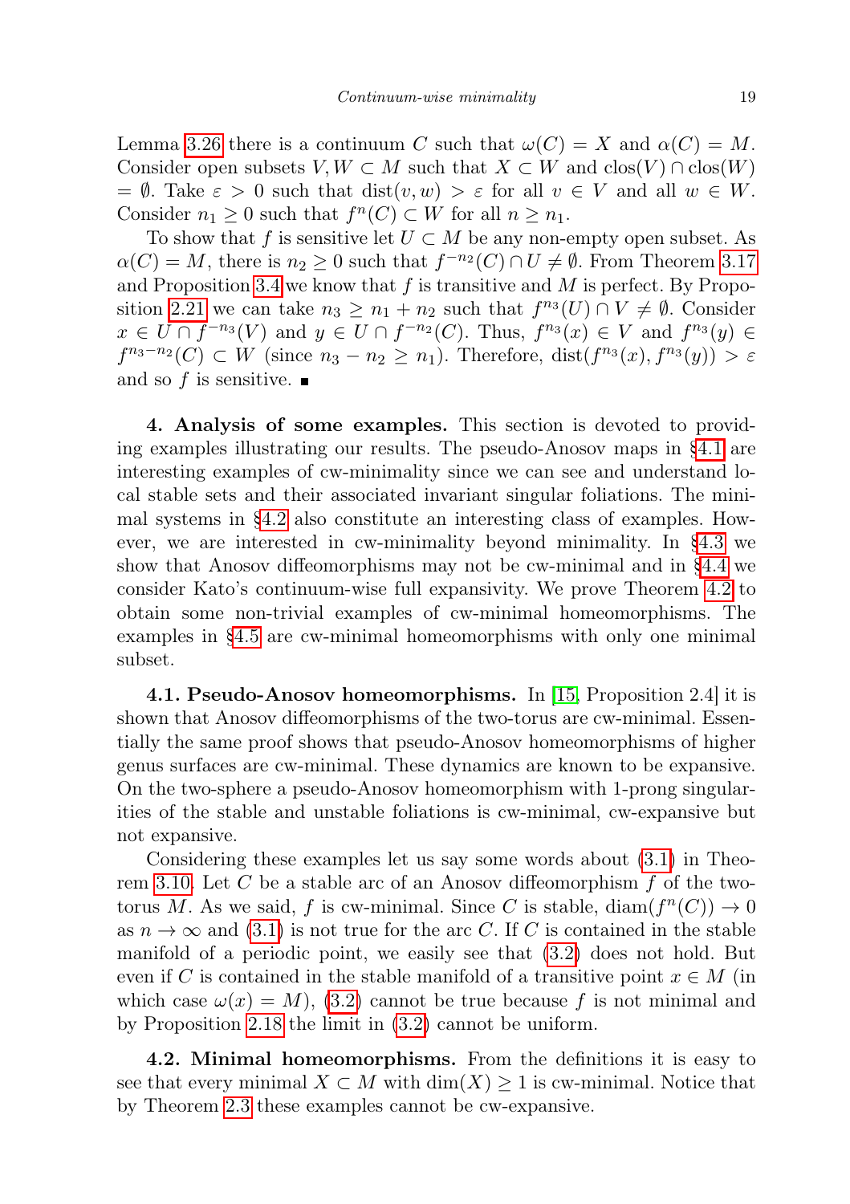Lemma 3.26 there is a continuum $C$ such that $\omega(C) = X$ and $\alpha(C) = M$. Consider open subsets $V, W \subset M$ such that $X \subset W$ and $\mathrm{clos}(V) \cap \mathrm{clos}(W) = \emptyset$. Take $\varepsilon > 0$ such that $\mathrm{dist}(v, w) > \varepsilon$ for all $v \in V$ and all $w \in W$. Consider $n_1 \geq 0$ such that $f^n(C) \subset W$ for all $n \geq n_1$.

To show that $f$ is sensitive let $U \subset M$ be any non-empty open subset. As $\alpha(C) = M$, there is $n_2 \geq 0$ such that $f^{-n_2}(C) \cap U \neq \emptyset$. From Theorem 3.17 and Proposition 3.4 we know that $f$ is transitive and $M$ is perfect. By Proposition 2.21 we can take $n_3 \geq n_1 + n_2$ such that $f^{n_3}(U) \cap V \neq \emptyset$. Consider $x \in U \cap f^{-n_3}(V)$ and $y \in U \cap f^{-n_2}(C)$. Thus, $f^{n_3}(x) \in V$ and $f^{n_3}(y) \in f^{n_3 - n_2}(C) \subset W$ (since $n_3 - n_2 \geq n_1$). Therefore, $\mathrm{dist}(f^{n_3}(x), f^{n_3}(y)) > \varepsilon$ and so $f$ is sensitive. ∎

## 4. Analysis of some examples.

This section is devoted to providing examples illustrating our results. The pseudo-Anosov maps in §4.1 are interesting examples of cw-minimality since we can see and understand local stable sets and their associated invariant singular foliations. The minimal systems in §4.2 also constitute an interesting class of examples. However, we are interested in cw-minimality beyond minimality. In §4.3 we show that Anosov diffeomorphisms may not be cw-minimal and in §4.4 we consider Kato's continuum-wise full expansivity. We prove Theorem 4.2 to obtain some non-trivial examples of cw-minimal homeomorphisms. The examples in §4.5 are cw-minimal homeomorphisms with only one minimal subset.

### 4.1. Pseudo-Anosov homeomorphisms.

In [15, Proposition 2.4] it is shown that Anosov diffeomorphisms of the two-torus are cw-minimal. Essentially the same proof shows that pseudo-Anosov homeomorphisms of higher genus surfaces are cw-minimal. These dynamics are known to be expansive. On the two-sphere a pseudo-Anosov homeomorphism with 1-prong singularities of the stable and unstable foliations is cw-minimal, cw-expansive but not expansive.

Considering these examples let us say some words about (3.1) in Theorem 3.10. Let $C$ be a stable arc of an Anosov diffeomorphism $f$ of the two-torus $M$. As we said, $f$ is cw-minimal. Since $C$ is stable, $\mathrm{diam}(f^n(C)) \to 0$ as $n \to \infty$ and (3.1) is not true for the arc $C$. If $C$ is contained in the stable manifold of a periodic point, we easily see that (3.2) does not hold. But even if $C$ is contained in the stable manifold of a transitive point $x \in M$ (in which case $\omega(x) = M$), (3.2) cannot be true because $f$ is not minimal and by Proposition 2.18 the limit in (3.2) cannot be uniform.

### 4.2. Minimal homeomorphisms.

From the definitions it is easy to see that every minimal $X \subset M$ with $\dim(X) \geq 1$ is cw-minimal. Notice that by Theorem 2.3 these examples cannot be cw-expansive.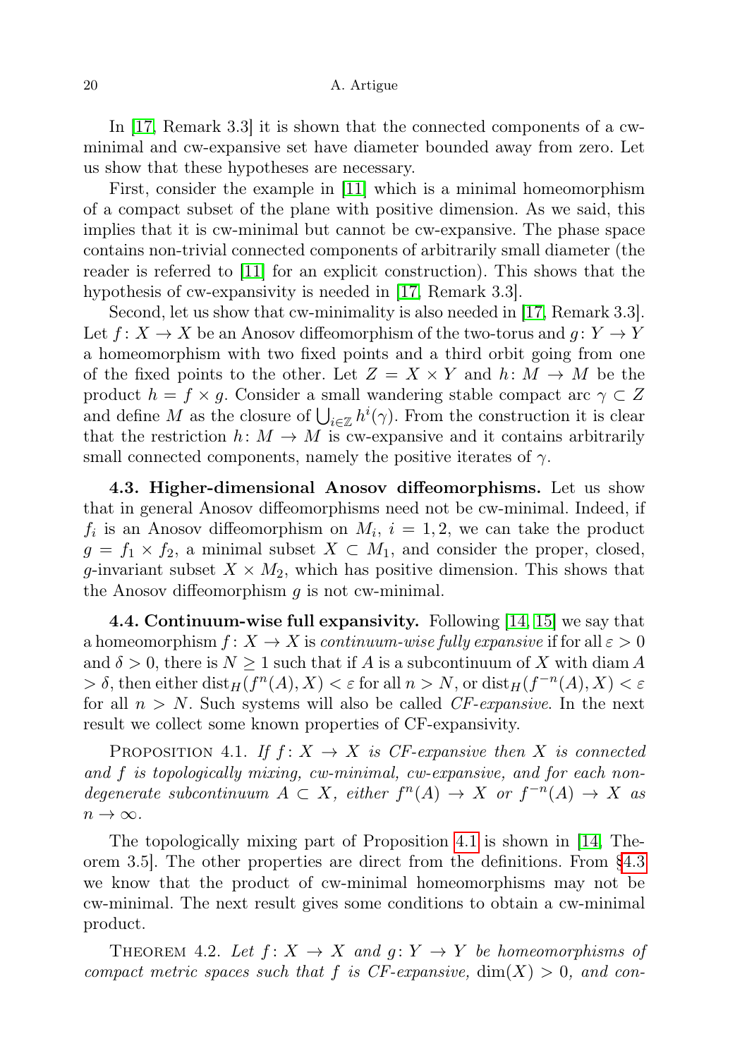In [17, Remark 3.3] it is shown that the connected components of a cw-minimal and cw-expansive set have diameter bounded away from zero. Let us show that these hypotheses are necessary.

First, consider the example in [11] which is a minimal homeomorphism of a compact subset of the plane with positive dimension. As we said, this implies that it is cw-minimal but cannot be cw-expansive. The phase space contains non-trivial connected components of arbitrarily small diameter (the reader is referred to [11] for an explicit construction). This shows that the hypothesis of cw-expansivity is needed in [17, Remark 3.3].

Second, let us show that cw-minimality is also needed in [17, Remark 3.3]. Let $f\colon X \to X$ be an Anosov diffeomorphism of the two-torus and $g\colon Y \to Y$ a homeomorphism with two fixed points and a third orbit going from one of the fixed points to the other. Let $Z = X \times Y$ and $h\colon M \to M$ be the product $h = f \times g$. Consider a small wandering stable compact arc $\gamma \subset Z$ and define $M$ as the closure of $\bigcup_{i\in\mathbb{Z}} h^i(\gamma)$. From the construction it is clear that the restriction $h\colon M \to M$ is cw-expansive and it contains arbitrarily small connected components, namely the positive iterates of $\gamma$.

**4.3. Higher-dimensional Anosov diffeomorphisms.** Let us show that in general Anosov diffeomorphisms need not be cw-minimal. Indeed, if $f_i$ is an Anosov diffeomorphism on $M_i$, $i = 1, 2$, we can take the product $g = f_1 \times f_2$, a minimal subset $X \subset M_1$, and consider the proper, closed, $g$-invariant subset $X \times M_2$, which has positive dimension. This shows that the Anosov diffeomorphism $g$ is not cw-minimal.

**4.4. Continuum-wise full expansivity.** Following [14, 15] we say that a homeomorphism $f\colon X \to X$ is *continuum-wise fully expansive* if for all $\varepsilon > 0$ and $\delta > 0$, there is $N \geq 1$ such that if $A$ is a subcontinuum of $X$ with $\operatorname{diam} A > \delta$, then either $\operatorname{dist}_H(f^n(A), X) < \varepsilon$ for all $n > N$, or $\operatorname{dist}_H(f^{-n}(A), X) < \varepsilon$ for all $n > N$. Such systems will also be called *CF-expansive*. In the next result we collect some known properties of CF-expansivity.

Proposition 4.1. *If $f\colon X \to X$ is CF-expansive then $X$ is connected and $f$ is topologically mixing, cw-minimal, cw-expansive, and for each non-degenerate subcontinuum $A \subset X$, either $f^n(A) \to X$ or $f^{-n}(A) \to X$ as $n \to \infty$.*

The topologically mixing part of Proposition 4.1 is shown in [14, Theorem 3.5]. The other properties are direct from the definitions. From §4.3 we know that the product of cw-minimal homeomorphisms may not be cw-minimal. The next result gives some conditions to obtain a cw-minimal product.

Theorem 4.2. *Let $f\colon X \to X$ and $g\colon Y \to Y$ be homeomorphisms of compact metric spaces such that $f$ is CF-expansive, $\dim(X) > 0$, and con-*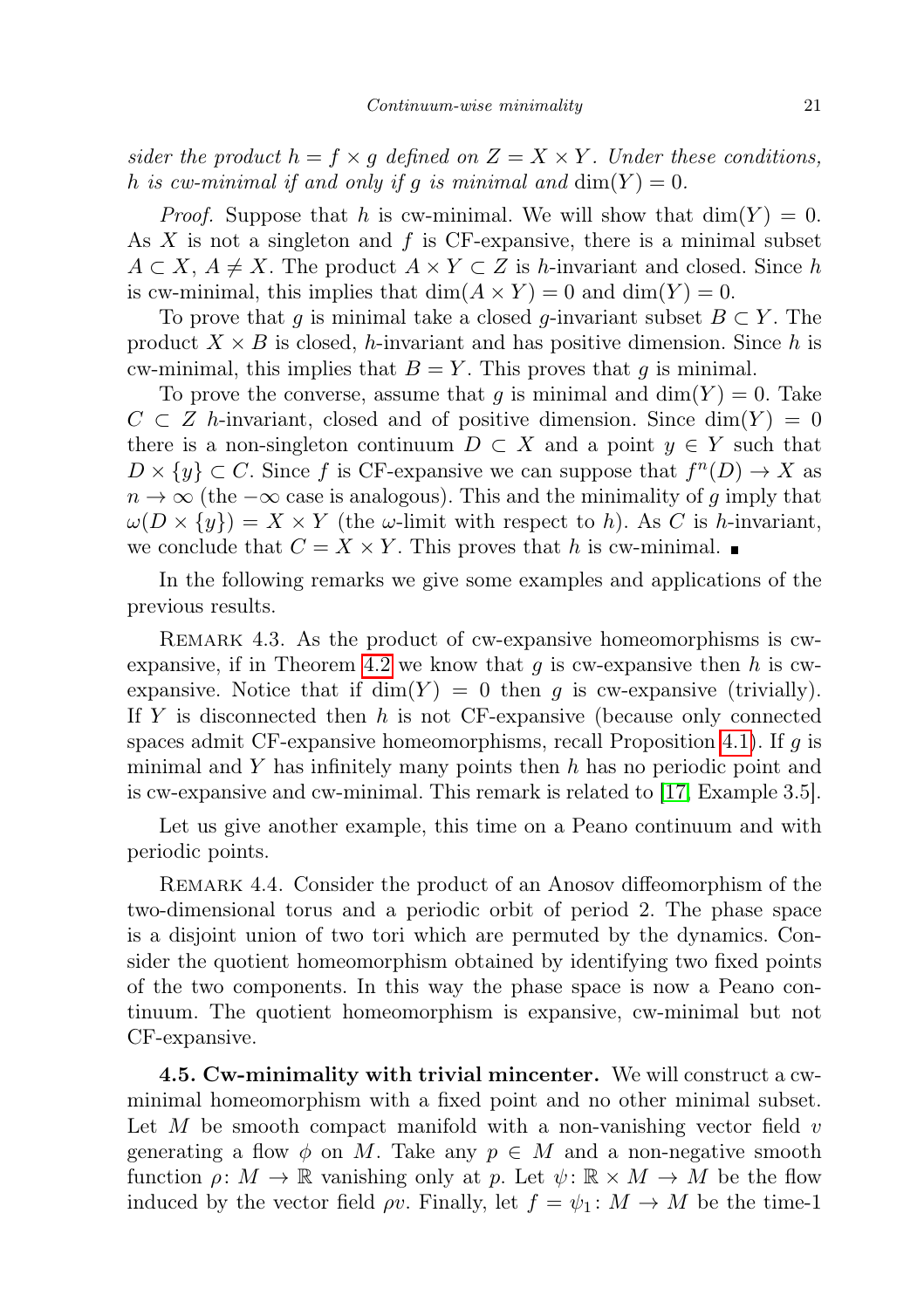*sider the product $h = f \times g$ defined on $Z = X \times Y$. Under these conditions, $h$ is cw-minimal if and only if $g$ is minimal and $\dim(Y) = 0$.*

*Proof.* Suppose that $h$ is cw-minimal. We will show that $\dim(Y) = 0$. As $X$ is not a singleton and $f$ is CF-expansive, there is a minimal subset $A \subset X$, $A \neq X$. The product $A \times Y \subset Z$ is $h$-invariant and closed. Since $h$ is cw-minimal, this implies that $\dim(A \times Y) = 0$ and $\dim(Y) = 0$.

To prove that $g$ is minimal take a closed $g$-invariant subset $B \subset Y$. The product $X \times B$ is closed, $h$-invariant and has positive dimension. Since $h$ is cw-minimal, this implies that $B = Y$. This proves that $g$ is minimal.

To prove the converse, assume that $g$ is minimal and $\dim(Y) = 0$. Take $C \subset Z$ $h$-invariant, closed and of positive dimension. Since $\dim(Y) = 0$ there is a non-singleton continuum $D \subset X$ and a point $y \in Y$ such that $D \times \{y\} \subset C$. Since $f$ is CF-expansive we can suppose that $f^n(D) \to X$ as $n \to \infty$ (the $-\infty$ case is analogous). This and the minimality of $g$ imply that $\omega(D \times \{y\}) = X \times Y$ (the $\omega$-limit with respect to $h$). As $C$ is $h$-invariant, we conclude that $C = X \times Y$. This proves that $h$ is cw-minimal. ∎

In the following remarks we give some examples and applications of the previous results.

Remark 4.3. As the product of cw-expansive homeomorphisms is cw-expansive, if in Theorem 4.2 we know that $g$ is cw-expansive then $h$ is cw-expansive. Notice that if $\dim(Y) = 0$ then $g$ is cw-expansive (trivially). If $Y$ is disconnected then $h$ is not CF-expansive (because only connected spaces admit CF-expansive homeomorphisms, recall Proposition 4.1). If $g$ is minimal and $Y$ has infinitely many points then $h$ has no periodic point and is cw-expansive and cw-minimal. This remark is related to [17, Example 3.5].

Let us give another example, this time on a Peano continuum and with periodic points.

Remark 4.4. Consider the product of an Anosov diffeomorphism of the two-dimensional torus and a periodic orbit of period 2. The phase space is a disjoint union of two tori which are permuted by the dynamics. Consider the quotient homeomorphism obtained by identifying two fixed points of the two components. In this way the phase space is now a Peano continuum. The quotient homeomorphism is expansive, cw-minimal but not CF-expansive.

**4.5. Cw-minimality with trivial mincenter.** We will construct a cw-minimal homeomorphism with a fixed point and no other minimal subset. Let $M$ be smooth compact manifold with a non-vanishing vector field $v$ generating a flow $\phi$ on $M$. Take any $p \in M$ and a non-negative smooth function $\rho\colon M \to \mathbb{R}$ vanishing only at $p$. Let $\psi\colon \mathbb{R} \times M \to M$ be the flow induced by the vector field $\rho v$. Finally, let $f = \psi_1\colon M \to M$ be the time-1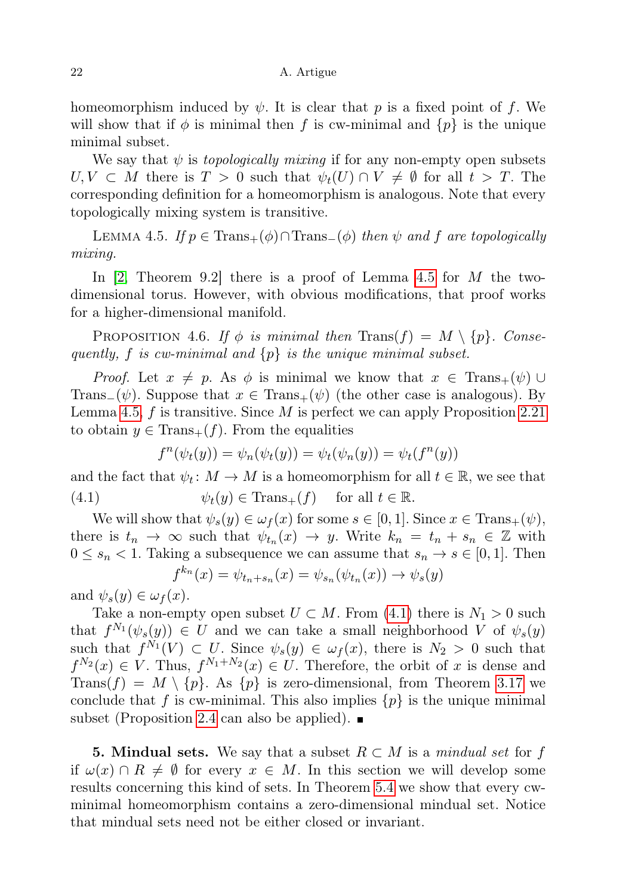homeomorphism induced by $\psi$. It is clear that $p$ is a fixed point of $f$. We will show that if $\phi$ is minimal then $f$ is cw-minimal and $\{p\}$ is the unique minimal subset.

We say that $\psi$ is *topologically mixing* if for any non-empty open subsets $U, V \subset M$ there is $T > 0$ such that $\psi_t(U) \cap V \neq \emptyset$ for all $t > T$. The corresponding definition for a homeomorphism is analogous. Note that every topologically mixing system is transitive.

Lemma 4.5. *If $p \in \mathrm{Trans}_+(\phi) \cap \mathrm{Trans}_-(\phi)$ then $\psi$ and $f$ are topologically mixing.*

In [2, Theorem 9.2] there is a proof of Lemma 4.5 for $M$ the two-dimensional torus. However, with obvious modifications, that proof works for a higher-dimensional manifold.

Proposition 4.6. *If $\phi$ is minimal then $\mathrm{Trans}(f) = M \setminus \{p\}$. Consequently, $f$ is cw-minimal and $\{p\}$ is the unique minimal subset.*

*Proof.* Let $x \neq p$. As $\phi$ is minimal we know that $x \in \mathrm{Trans}_+(\psi) \cup \mathrm{Trans}_-(\psi)$. Suppose that $x \in \mathrm{Trans}_+(\psi)$ (the other case is analogous). By Lemma 4.5, $f$ is transitive. Since $M$ is perfect we can apply Proposition 2.21 to obtain $y \in \mathrm{Trans}_+(f)$. From the equalities

$$f^n(\psi_t(y)) = \psi_n(\psi_t(y)) = \psi_t(\psi_n(y)) = \psi_t(f^n(y))$$

and the fact that $\psi_t \colon M \to M$ is a homeomorphism for all $t \in \mathbb{R}$, we see that

$$\psi_t(y) \in \mathrm{Trans}_+(f) \quad \text{for all } t \in \mathbb{R}. \tag{4.1}$$

We will show that $\psi_s(y) \in \omega_f(x)$ for some $s \in [0, 1]$. Since $x \in \mathrm{Trans}_+(\psi)$, there is $t_n \to \infty$ such that $\psi_{t_n}(x) \to y$. Write $k_n = t_n + s_n \in \mathbb{Z}$ with $0 \leq s_n < 1$. Taking a subsequence we can assume that $s_n \to s \in [0, 1]$. Then

$$f^{k_n}(x) = \psi_{t_n + s_n}(x) = \psi_{s_n}(\psi_{t_n}(x)) \to \psi_s(y)$$

and $\psi_s(y) \in \omega_f(x)$.

Take a non-empty open subset $U \subset M$. From (4.1) there is $N_1 > 0$ such that $f^{N_1}(\psi_s(y)) \in U$ and we can take a small neighborhood $V$ of $\psi_s(y)$ such that $f^{N_1}(V) \subset U$. Since $\psi_s(y) \in \omega_f(x)$, there is $N_2 > 0$ such that $f^{N_2}(x) \in V$. Thus, $f^{N_1+N_2}(x) \in U$. Therefore, the orbit of $x$ is dense and $\mathrm{Trans}(f) = M \setminus \{p\}$. As $\{p\}$ is zero-dimensional, from Theorem 3.17 we conclude that $f$ is cw-minimal. This also implies $\{p\}$ is the unique minimal subset (Proposition 2.4 can also be applied). ∎

## 5. Mindual sets.

We say that a subset $R \subset M$ is a *mindual set* for $f$ if $\omega(x) \cap R \neq \emptyset$ for every $x \in M$. In this section we will develop some results concerning this kind of sets. In Theorem 5.4 we show that every cw-minimal homeomorphism contains a zero-dimensional mindual set. Notice that mindual sets need not be either closed or invariant.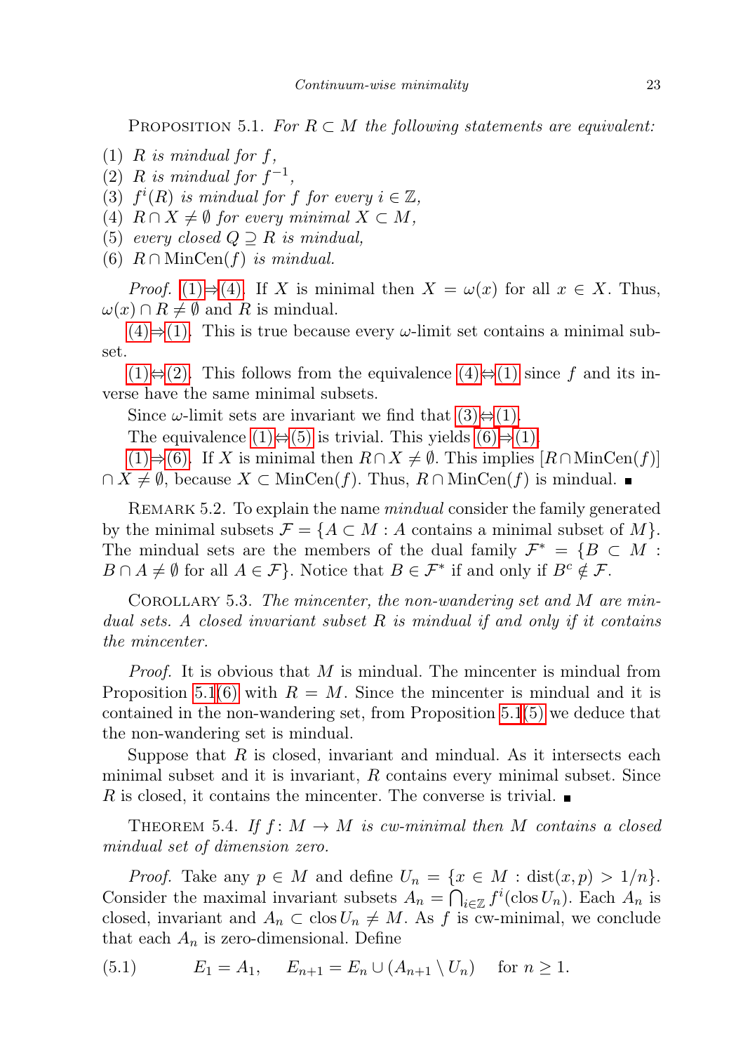Proposition 5.1. *For $R \subset M$ the following statements are equivalent:*

(1) *$R$ is mindual for $f$,*
(2) *$R$ is mindual for $f^{-1}$,*
(3) *$f^i(R)$ is mindual for $f$ for every $i \in \mathbb{Z}$,*
(4) *$R \cap X \neq \emptyset$ for every minimal $X \subset M$,*
(5) *every closed $Q \supseteq R$ is mindual,*
(6) *$R \cap \operatorname{MinCen}(f)$ is mindual.*

*Proof.* (1)⇒(4). If $X$ is minimal then $X = \omega(x)$ for all $x \in X$. Thus, $\omega(x) \cap R \neq \emptyset$ and $R$ is mindual.

(4)⇒(1). This is true because every $\omega$-limit set contains a minimal subset.

(1)⇔(2). This follows from the equivalence (4)⇔(1) since $f$ and its inverse have the same minimal subsets.

Since $\omega$-limit sets are invariant we find that (3)⇔(1).

The equivalence (1)⇔(5) is trivial. This yields (6)⇒(1).

(1)⇒(6). If $X$ is minimal then $R \cap X \neq \emptyset$. This implies $[R \cap \operatorname{MinCen}(f)] \cap X \neq \emptyset$, because $X \subset \operatorname{MinCen}(f)$. Thus, $R \cap \operatorname{MinCen}(f)$ is mindual. ∎

Remark 5.2. To explain the name *mindual* consider the family generated by the minimal subsets $\mathcal{F} = \{A \subset M : A \text{ contains a minimal subset of } M\}$. The mindual sets are the members of the dual family $\mathcal{F}^* = \{B \subset M : B \cap A \neq \emptyset \text{ for all } A \in \mathcal{F}\}$. Notice that $B \in \mathcal{F}^*$ if and only if $B^c \notin \mathcal{F}$.

Corollary 5.3. *The mincenter, the non-wandering set and $M$ are mindual sets. A closed invariant subset $R$ is mindual if and only if it contains the mincenter.*

*Proof.* It is obvious that $M$ is mindual. The mincenter is mindual from Proposition 5.1(6) with $R = M$. Since the mincenter is mindual and it is contained in the non-wandering set, from Proposition 5.1(5) we deduce that the non-wandering set is mindual.

Suppose that $R$ is closed, invariant and mindual. As it intersects each minimal subset and it is invariant, $R$ contains every minimal subset. Since $R$ is closed, it contains the mincenter. The converse is trivial. ∎

Theorem 5.4. *If $f\colon M \to M$ is cw-minimal then $M$ contains a closed mindual set of dimension zero.*

*Proof.* Take any $p \in M$ and define $U_n = \{x \in M : \operatorname{dist}(x, p) > 1/n\}$. Consider the maximal invariant subsets $A_n = \bigcap_{i \in \mathbb{Z}} f^i(\operatorname{clos} U_n)$. Each $A_n$ is closed, invariant and $A_n \subset \operatorname{clos} U_n \neq M$. As $f$ is cw-minimal, we conclude that each $A_n$ is zero-dimensional. Define

$$E_1 = A_1, \quad E_{n+1} = E_n \cup (A_{n+1} \setminus U_n) \quad \text{for } n \geq 1. \tag{5.1}$$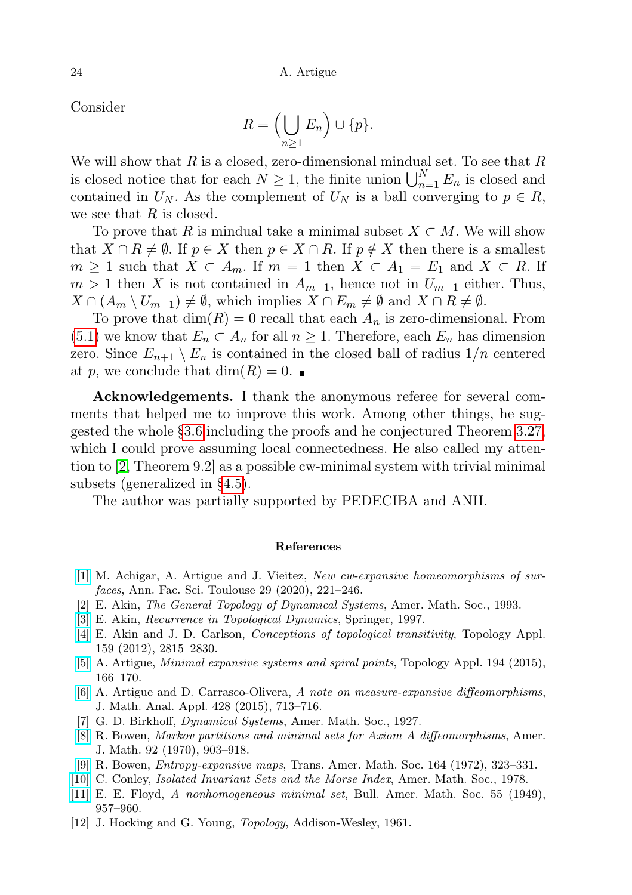Consider

$$R = \Big(\bigcup_{n\geq 1} E_n\Big) \cup \{p\}.$$

We will show that $R$ is a closed, zero-dimensional mindual set. To see that $R$ is closed notice that for each $N \geq 1$, the finite union $\bigcup_{n=1}^{N} E_n$ is closed and contained in $U_N$. As the complement of $U_N$ is a ball converging to $p \in R$, we see that $R$ is closed.

To prove that $R$ is mindual take a minimal subset $X \subset M$. We will show that $X \cap R \neq \emptyset$. If $p \in X$ then $p \in X \cap R$. If $p \notin X$ then there is a smallest $m \geq 1$ such that $X \subset A_m$. If $m = 1$ then $X \subset A_1 = E_1$ and $X \subset R$. If $m > 1$ then $X$ is not contained in $A_{m-1}$, hence not in $U_{m-1}$ either. Thus, $X \cap (A_m \setminus U_{m-1}) \neq \emptyset$, which implies $X \cap E_m \neq \emptyset$ and $X \cap R \neq \emptyset$.

To prove that $\dim(R) = 0$ recall that each $A_n$ is zero-dimensional. From (5.1) we know that $E_n \subset A_n$ for all $n \geq 1$. Therefore, each $E_n$ has dimension zero. Since $E_{n+1} \setminus E_n$ is contained in the closed ball of radius $1/n$ centered at $p$, we conclude that $\dim(R) = 0$. ∎

**Acknowledgements.** I thank the anonymous referee for several comments that helped me to improve this work. Among other things, he suggested the whole §3.6 including the proofs and he conjectured Theorem 3.27, which I could prove assuming local connectedness. He also called my attention to [2, Theorem 9.2] as a possible cw-minimal system with trivial minimal subsets (generalized in §4.5).

The author was partially supported by PEDECIBA and ANII.

## References

[1] M. Achigar, A. Artigue and J. Vieitez, *New cw-expansive homeomorphisms of surfaces*, Ann. Fac. Sci. Toulouse 29 (2020), 221–246.

[2] E. Akin, *The General Topology of Dynamical Systems*, Amer. Math. Soc., 1993.

[3] E. Akin, *Recurrence in Topological Dynamics*, Springer, 1997.

[4] E. Akin and J. D. Carlson, *Conceptions of topological transitivity*, Topology Appl. 159 (2012), 2815–2830.

[5] A. Artigue, *Minimal expansive systems and spiral points*, Topology Appl. 194 (2015), 166–170.

[6] A. Artigue and D. Carrasco-Olivera, *A note on measure-expansive diffeomorphisms*, J. Math. Anal. Appl. 428 (2015), 713–716.

[7] G. D. Birkhoff, *Dynamical Systems*, Amer. Math. Soc., 1927.

[8] R. Bowen, *Markov partitions and minimal sets for Axiom A diffeomorphisms*, Amer. J. Math. 92 (1970), 903–918.

[9] R. Bowen, *Entropy-expansive maps*, Trans. Amer. Math. Soc. 164 (1972), 323–331.

[10] C. Conley, *Isolated Invariant Sets and the Morse Index*, Amer. Math. Soc., 1978.

[11] E. E. Floyd, *A nonhomogeneous minimal set*, Bull. Amer. Math. Soc. 55 (1949), 957–960.

[12] J. Hocking and G. Young, *Topology*, Addison-Wesley, 1961.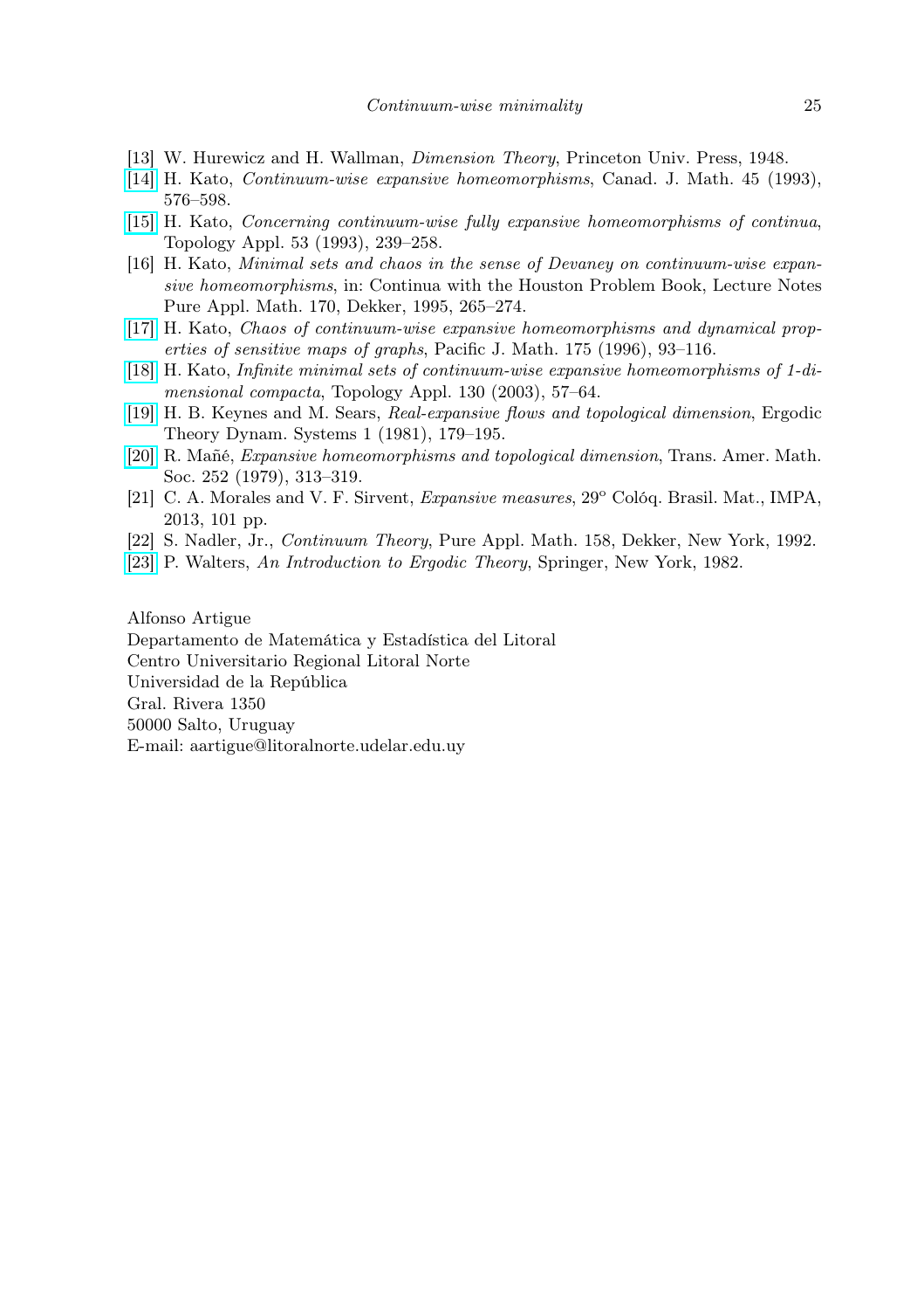[13] W. Hurewicz and H. Wallman, *Dimension Theory*, Princeton Univ. Press, 1948.

[14] H. Kato, *Continuum-wise expansive homeomorphisms*, Canad. J. Math. 45 (1993), 576–598.

[15] H. Kato, *Concerning continuum-wise fully expansive homeomorphisms of continua*, Topology Appl. 53 (1993), 239–258.

[16] H. Kato, *Minimal sets and chaos in the sense of Devaney on continuum-wise expansive homeomorphisms*, in: Continua with the Houston Problem Book, Lecture Notes Pure Appl. Math. 170, Dekker, 1995, 265–274.

[17] H. Kato, *Chaos of continuum-wise expansive homeomorphisms and dynamical properties of sensitive maps of graphs*, Pacific J. Math. 175 (1996), 93–116.

[18] H. Kato, *Infinite minimal sets of continuum-wise expansive homeomorphisms of 1-dimensional compacta*, Topology Appl. 130 (2003), 57–64.

[19] H. B. Keynes and M. Sears, *Real-expansive flows and topological dimension*, Ergodic Theory Dynam. Systems 1 (1981), 179–195.

[20] R. Mañé, *Expansive homeomorphisms and topological dimension*, Trans. Amer. Math. Soc. 252 (1979), 313–319.

[21] C. A. Morales and V. F. Sirvent, *Expansive measures*, 29º Colóq. Brasil. Mat., IMPA, 2013, 101 pp.

[22] S. Nadler, Jr., *Continuum Theory*, Pure Appl. Math. 158, Dekker, New York, 1992.

[23] P. Walters, *An Introduction to Ergodic Theory*, Springer, New York, 1982.

Alfonso Artigue
Departamento de Matemática y Estadística del Litoral
Centro Universitario Regional Litoral Norte
Universidad de la República
Gral. Rivera 1350
50000 Salto, Uruguay
E-mail: aartigue@litoralnorte.udelar.edu.uy